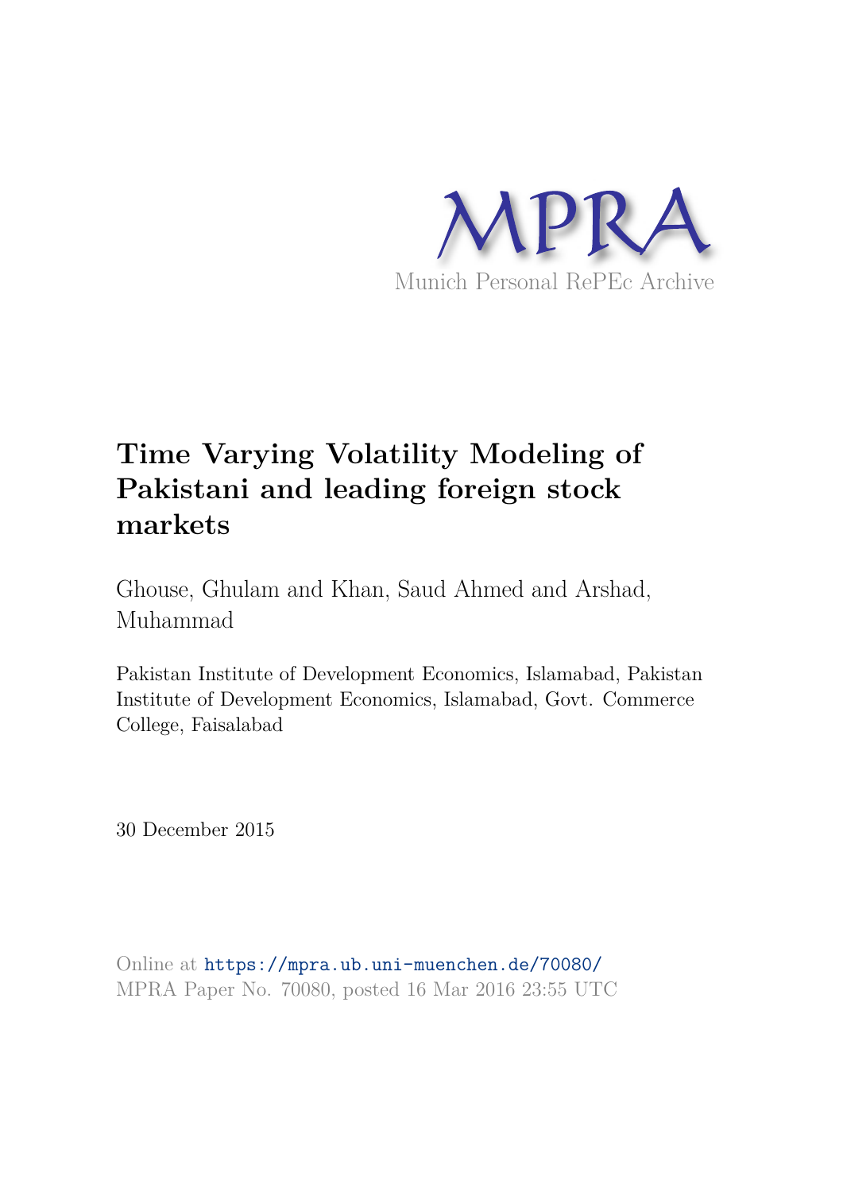MPRA

Munich Personal RePEc Archive

# Time Varying Volatility Modeling of Pakistani and leading foreign stock markets

Ghouse, Ghulam and Khan, Saud Ahmed and Arshad, Muhammad

Pakistan Institute of Development Economics, Islamabad, Pakistan Institute of Development Economics, Islamabad, Govt. Commerce College, Faisalabad

30 December 2015

Online at https://mpra.ub.uni-muenchen.de/70080/
MPRA Paper No. 70080, posted 16 Mar 2016 23:55 UTC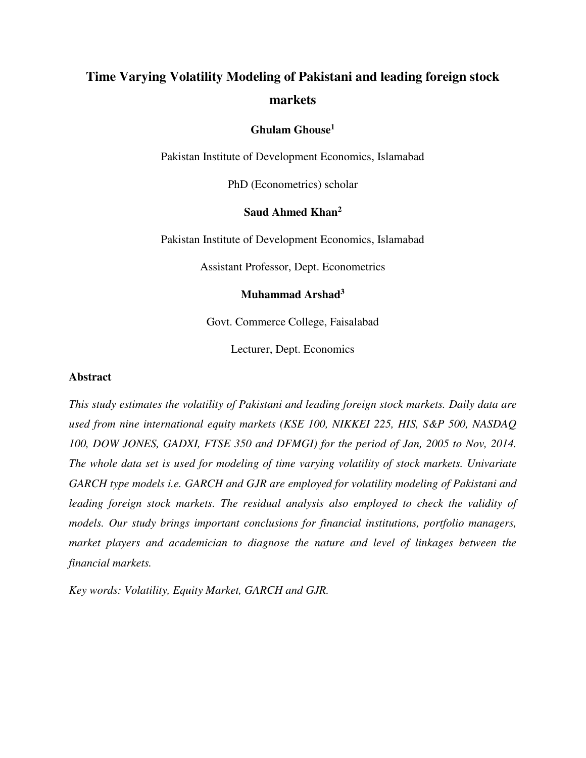# Time Varying Volatility Modeling of Pakistani and leading foreign stock markets

**Ghulam Ghouse[1]**

Pakistan Institute of Development Economics, Islamabad

PhD (Econometrics) scholar

**Saud Ahmed Khan[2]**

Pakistan Institute of Development Economics, Islamabad

Assistant Professor, Dept. Econometrics

**Muhammad Arshad[3]**

Govt. Commerce College, Faisalabad

Lecturer, Dept. Economics

## Abstract

*This study estimates the volatility of Pakistani and leading foreign stock markets. Daily data are used from nine international equity markets (KSE 100, NIKKEI 225, HIS, S&P 500, NASDAQ 100, DOW JONES, GADXI, FTSE 350 and DFMGI) for the period of Jan, 2005 to Nov, 2014. The whole data set is used for modeling of time varying volatility of stock markets. Univariate GARCH type models i.e. GARCH and GJR are employed for volatility modeling of Pakistani and leading foreign stock markets. The residual analysis also employed to check the validity of models. Our study brings important conclusions for financial institutions, portfolio managers, market players and academician to diagnose the nature and level of linkages between the financial markets.*

*Key words: Volatility, Equity Market, GARCH and GJR.*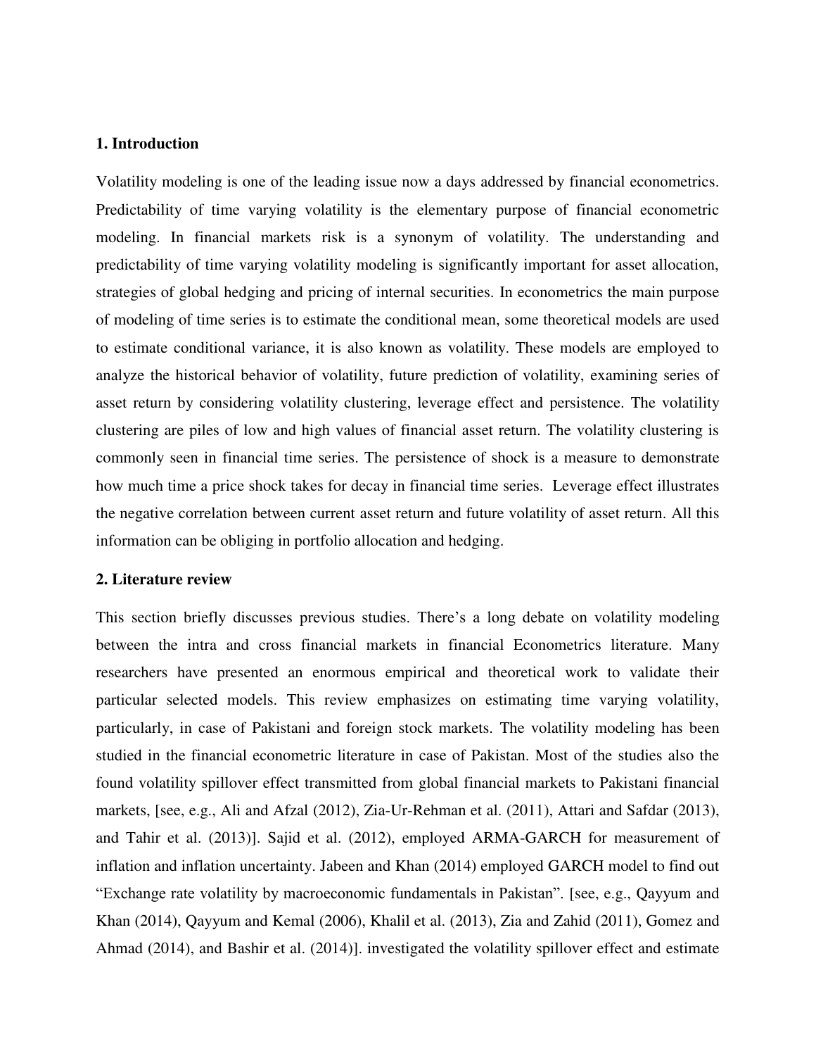## 1. Introduction

Volatility modeling is one of the leading issue now a days addressed by financial econometrics. Predictability of time varying volatility is the elementary purpose of financial econometric modeling. In financial markets risk is a synonym of volatility. The understanding and predictability of time varying volatility modeling is significantly important for asset allocation, strategies of global hedging and pricing of internal securities. In econometrics the main purpose of modeling of time series is to estimate the conditional mean, some theoretical models are used to estimate conditional variance, it is also known as volatility. These models are employed to analyze the historical behavior of volatility, future prediction of volatility, examining series of asset return by considering volatility clustering, leverage effect and persistence. The volatility clustering are piles of low and high values of financial asset return. The volatility clustering is commonly seen in financial time series. The persistence of shock is a measure to demonstrate how much time a price shock takes for decay in financial time series. Leverage effect illustrates the negative correlation between current asset return and future volatility of asset return. All this information can be obliging in portfolio allocation and hedging.

## 2. Literature review

This section briefly discusses previous studies. There's a long debate on volatility modeling between the intra and cross financial markets in financial Econometrics literature. Many researchers have presented an enormous empirical and theoretical work to validate their particular selected models. This review emphasizes on estimating time varying volatility, particularly, in case of Pakistani and foreign stock markets. The volatility modeling has been studied in the financial econometric literature in case of Pakistan. Most of the studies also the found volatility spillover effect transmitted from global financial markets to Pakistani financial markets, [see, e.g., Ali and Afzal (2012), Zia-Ur-Rehman et al. (2011), Attari and Safdar (2013), and Tahir et al. (2013)]. Sajid et al. (2012), employed ARMA-GARCH for measurement of inflation and inflation uncertainty. Jabeen and Khan (2014) employed GARCH model to find out "Exchange rate volatility by macroeconomic fundamentals in Pakistan". [see, e.g., Qayyum and Khan (2014), Qayyum and Kemal (2006), Khalil et al. (2013), Zia and Zahid (2011), Gomez and Ahmad (2014), and Bashir et al. (2014)]. investigated the volatility spillover effect and estimate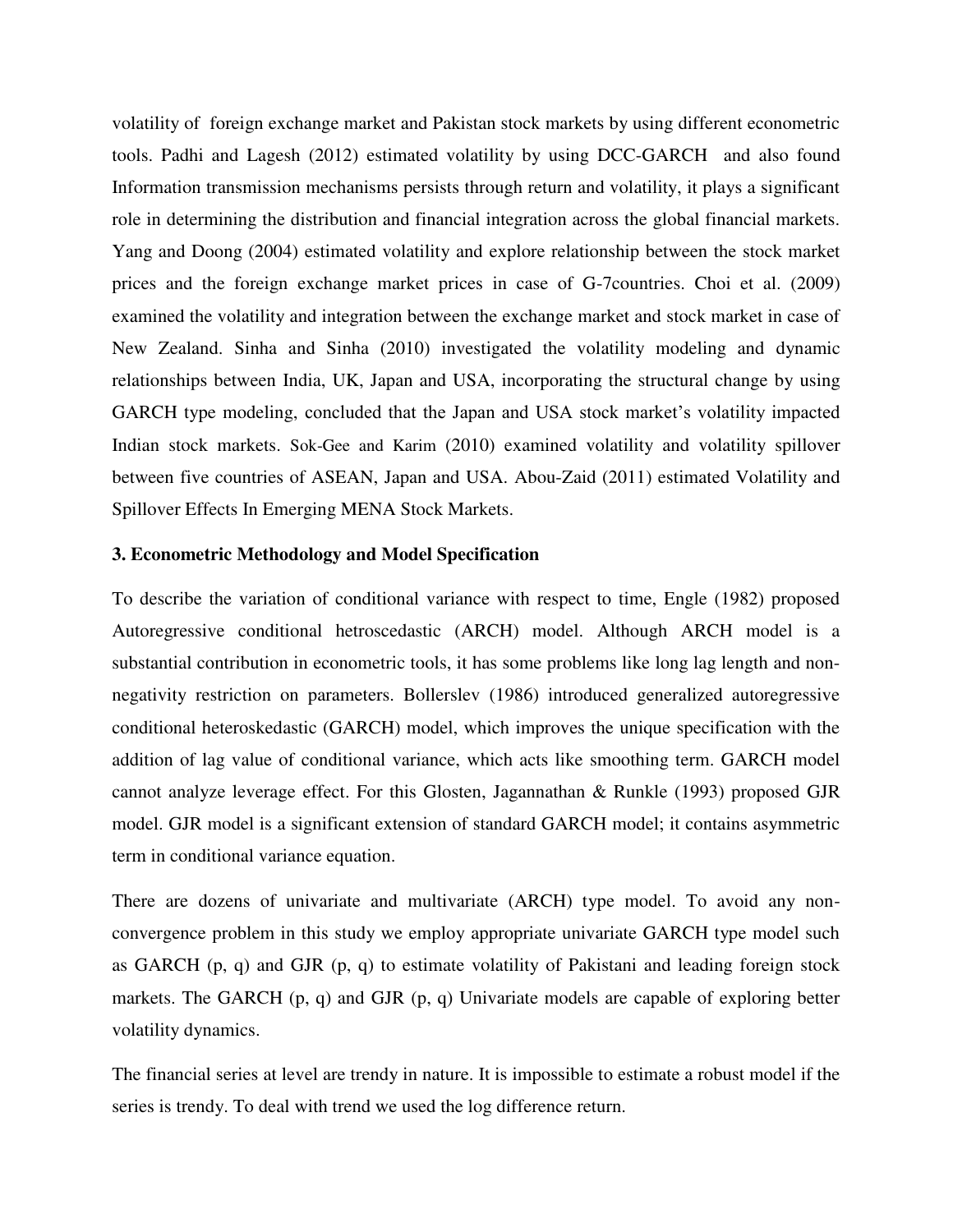volatility of foreign exchange market and Pakistan stock markets by using different econometric tools. Padhi and Lagesh (2012) estimated volatility by using DCC-GARCH and also found Information transmission mechanisms persists through return and volatility, it plays a significant role in determining the distribution and financial integration across the global financial markets. Yang and Doong (2004) estimated volatility and explore relationship between the stock market prices and the foreign exchange market prices in case of G-7countries. Choi et al. (2009) examined the volatility and integration between the exchange market and stock market in case of New Zealand. Sinha and Sinha (2010) investigated the volatility modeling and dynamic relationships between India, UK, Japan and USA, incorporating the structural change by using GARCH type modeling, concluded that the Japan and USA stock market's volatility impacted Indian stock markets. Sok-Gee and Karim (2010) examined volatility and volatility spillover between five countries of ASEAN, Japan and USA. Abou-Zaid (2011) estimated Volatility and Spillover Effects In Emerging MENA Stock Markets.

## 3. Econometric Methodology and Model Specification

To describe the variation of conditional variance with respect to time, Engle (1982) proposed Autoregressive conditional hetroscedastic (ARCH) model. Although ARCH model is a substantial contribution in econometric tools, it has some problems like long lag length and non-negativity restriction on parameters. Bollerslev (1986) introduced generalized autoregressive conditional heteroskedastic (GARCH) model, which improves the unique specification with the addition of lag value of conditional variance, which acts like smoothing term. GARCH model cannot analyze leverage effect. For this Glosten, Jagannathan & Runkle (1993) proposed GJR model. GJR model is a significant extension of standard GARCH model; it contains asymmetric term in conditional variance equation.

There are dozens of univariate and multivariate (ARCH) type model. To avoid any non-convergence problem in this study we employ appropriate univariate GARCH type model such as GARCH (p, q) and GJR (p, q) to estimate volatility of Pakistani and leading foreign stock markets. The GARCH (p, q) and GJR (p, q) Univariate models are capable of exploring better volatility dynamics.

The financial series at level are trendy in nature. It is impossible to estimate a robust model if the series is trendy. To deal with trend we used the log difference return.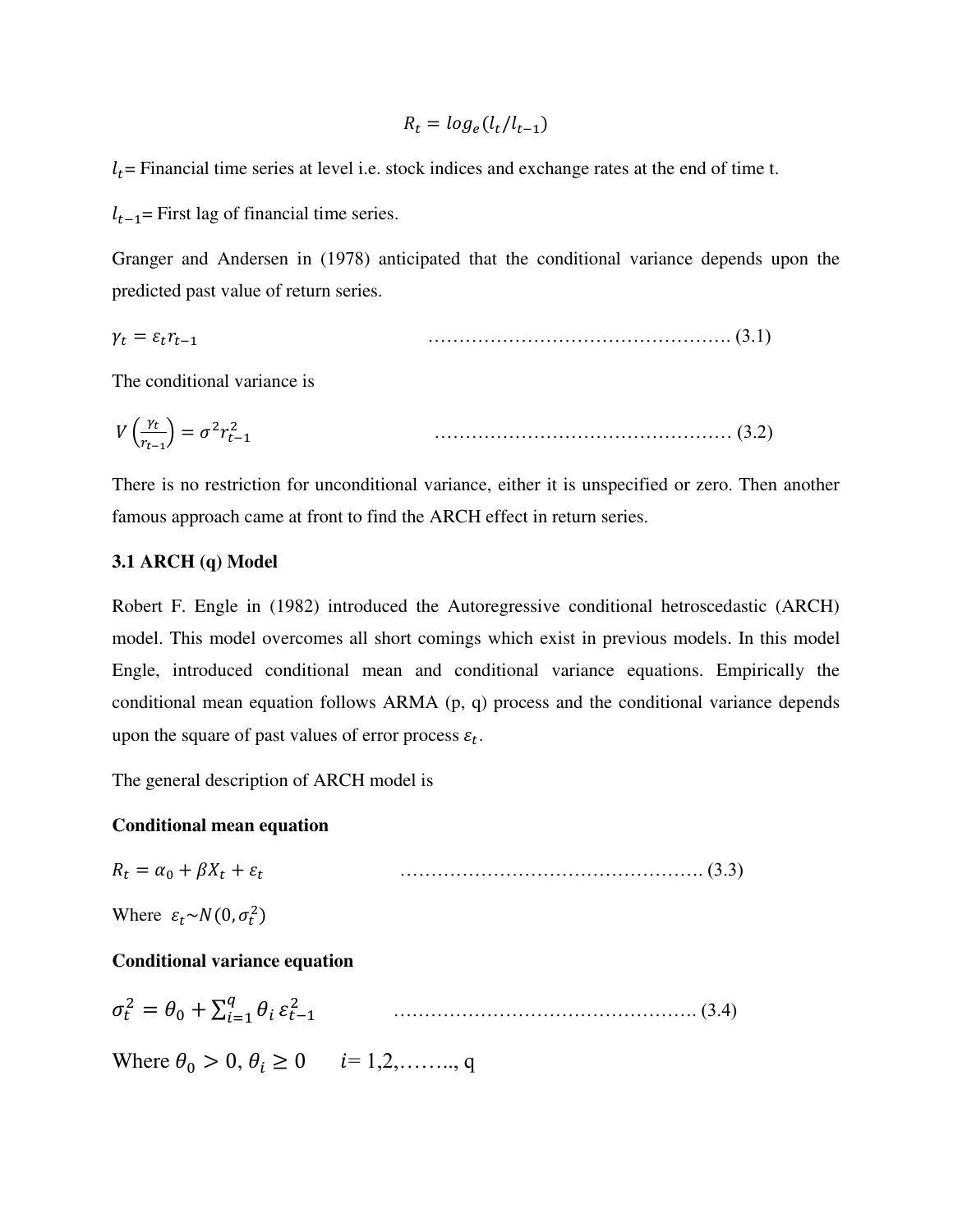$$R_t = log_e(l_t/l_{t-1})$$

$l_t$= Financial time series at level i.e. stock indices and exchange rates at the end of time t.

$l_{t-1}$= First lag of financial time series.

Granger and Andersen in (1978) anticipated that the conditional variance depends upon the predicted past value of return series.

$$\gamma_t = \varepsilon_t r_{t-1} \quad \text{.................................................. (3.1)}$$

The conditional variance is

$$V\left(\frac{\gamma_t}{r_{t-1}}\right) = \sigma^2 r_{t-1}^2 \quad \text{.................................................. (3.2)}$$

There is no restriction for unconditional variance, either it is unspecified or zero. Then another famous approach came at front to find the ARCH effect in return series.

### 3.1 ARCH (q) Model

Robert F. Engle in (1982) introduced the Autoregressive conditional hetroscedastic (ARCH) model. This model overcomes all short comings which exist in previous models. In this model Engle, introduced conditional mean and conditional variance equations. Empirically the conditional mean equation follows ARMA (p, q) process and the conditional variance depends upon the square of past values of error process $\varepsilon_t$.

The general description of ARCH model is

**Conditional mean equation**

$$R_t = \alpha_0 + \beta X_t + \varepsilon_t \quad \text{.................................................. (3.3)}$$

Where $\varepsilon_t \sim N(0, \sigma_t^2)$

**Conditional variance equation**

$$\sigma_t^2 = \theta_0 + \sum_{i=1}^{q} \theta_i \, \varepsilon_{t-1}^2 \quad \text{.................................................. (3.4)}$$

Where $\theta_0 > 0, \theta_i \geq 0 \quad i= 1,2,\ldots\ldots, q$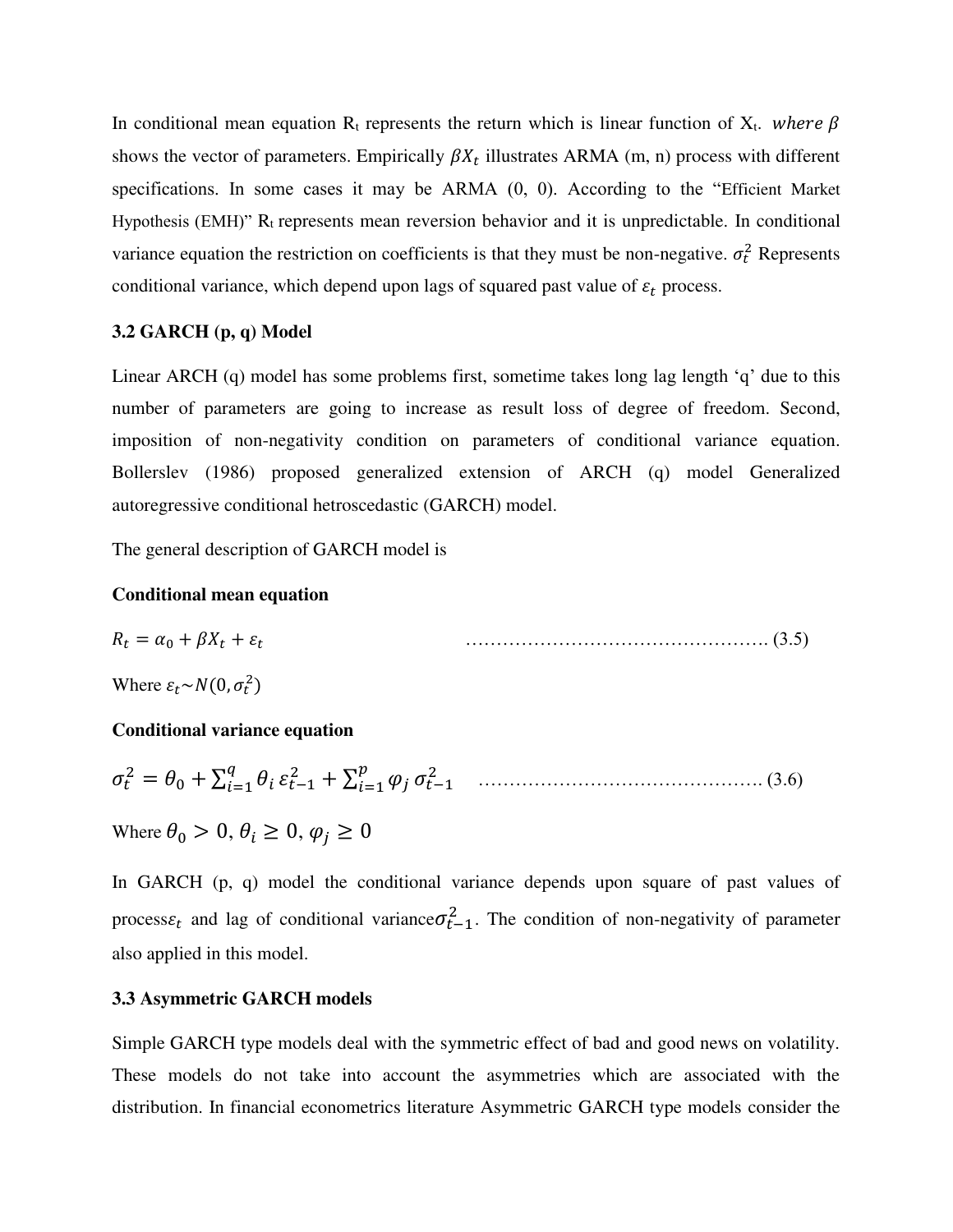In conditional mean equation $R_t$ represents the return which is linear function of $X_t$. *where* $\beta$ shows the vector of parameters. Empirically $\beta X_t$ illustrates ARMA (m, n) process with different specifications. In some cases it may be ARMA (0, 0). According to the "Efficient Market Hypothesis (EMH)" $R_t$ represents mean reversion behavior and it is unpredictable. In conditional variance equation the restriction on coefficients is that they must be non-negative. $\sigma_t^2$ Represents conditional variance, which depend upon lags of squared past value of $\varepsilon_t$ process.

### 3.2 GARCH (p, q) Model

Linear ARCH (q) model has some problems first, sometime takes long lag length 'q' due to this number of parameters are going to increase as result loss of degree of freedom. Second, imposition of non-negativity condition on parameters of conditional variance equation. Bollerslev (1986) proposed generalized extension of ARCH (q) model Generalized autoregressive conditional hetroscedastic (GARCH) model.

The general description of GARCH model is

**Conditional mean equation**

$$R_t = \alpha_0 + \beta X_t + \varepsilon_t \qquad \text{.............................................. (3.5)}$$

Where $\varepsilon_t \sim N(0, \sigma_t^2)$

**Conditional variance equation**

$$\sigma_t^2 = \theta_0 + \sum_{i=1}^{q} \theta_i \, \varepsilon_{t-1}^2 + \sum_{i=1}^{p} \varphi_j \, \sigma_{t-1}^2 \qquad \text{............................................ (3.6)}$$

Where $\theta_0 > 0, \theta_i \geq 0, \varphi_j \geq 0$

In GARCH (p, q) model the conditional variance depends upon square of past values of process$\varepsilon_t$ and lag of conditional variance$\sigma_{t-1}^2$. The condition of non-negativity of parameter also applied in this model.

### 3.3 Asymmetric GARCH models

Simple GARCH type models deal with the symmetric effect of bad and good news on volatility. These models do not take into account the asymmetries which are associated with the distribution. In financial econometrics literature Asymmetric GARCH type models consider the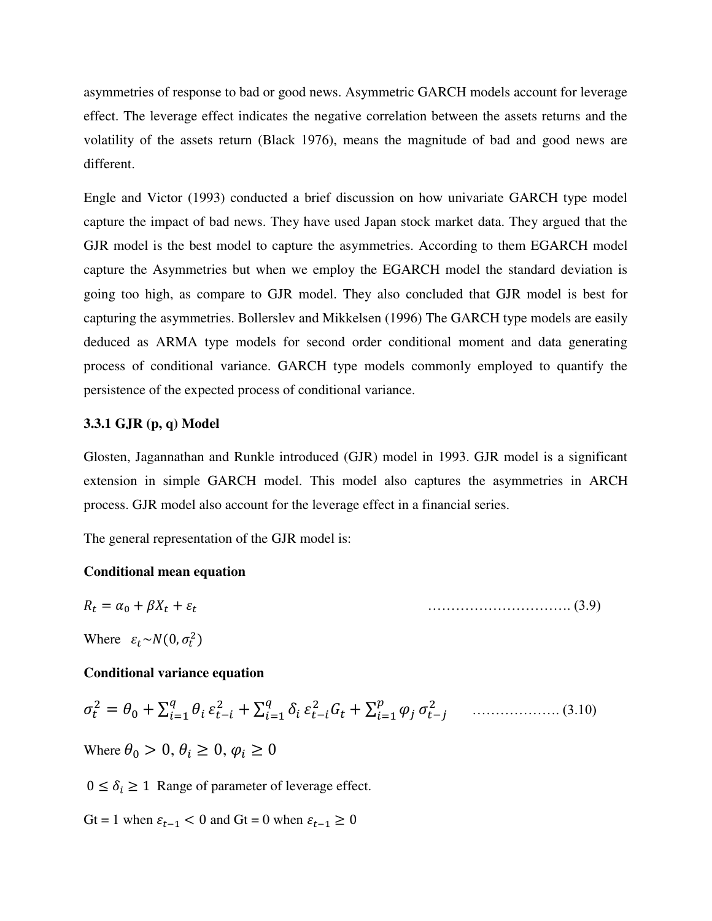asymmetries of response to bad or good news. Asymmetric GARCH models account for leverage effect. The leverage effect indicates the negative correlation between the assets returns and the volatility of the assets return (Black 1976), means the magnitude of bad and good news are different.

Engle and Victor (1993) conducted a brief discussion on how univariate GARCH type model capture the impact of bad news. They have used Japan stock market data. They argued that the GJR model is the best model to capture the asymmetries. According to them EGARCH model capture the Asymmetries but when we employ the EGARCH model the standard deviation is going too high, as compare to GJR model. They also concluded that GJR model is best for capturing the asymmetries. Bollerslev and Mikkelsen (1996) The GARCH type models are easily deduced as ARMA type models for second order conditional moment and data generating process of conditional variance. GARCH type models commonly employed to quantify the persistence of the expected process of conditional variance.

### 3.3.1 GJR (p, q) Model

Glosten, Jagannathan and Runkle introduced (GJR) model in 1993. GJR model is a significant extension in simple GARCH model. This model also captures the asymmetries in ARCH process. GJR model also account for the leverage effect in a financial series.

The general representation of the GJR model is:

**Conditional mean equation**

$$R_t = \alpha_0 + \beta X_t + \varepsilon_t \quad \text{.............................. (3.9)}$$

Where $\varepsilon_t \sim N(0, \sigma_t^2)$

**Conditional variance equation**

$$\sigma_t^2 = \theta_0 + \sum_{i=1}^{q} \theta_i \, \varepsilon_{t-i}^2 + \sum_{i=1}^{q} \delta_i \, \varepsilon_{t-i}^2 G_t + \sum_{i=1}^{p} \varphi_j \, \sigma_{t-j}^2 \quad \text{.................. (3.10)}$$

Where $\theta_0 > 0, \theta_i \geq 0, \varphi_i \geq 0$

$0 \leq \delta_i \geq 1$ Range of parameter of leverage effect.

Gt = 1 when $\varepsilon_{t-1} < 0$ and Gt = 0 when $\varepsilon_{t-1} \geq 0$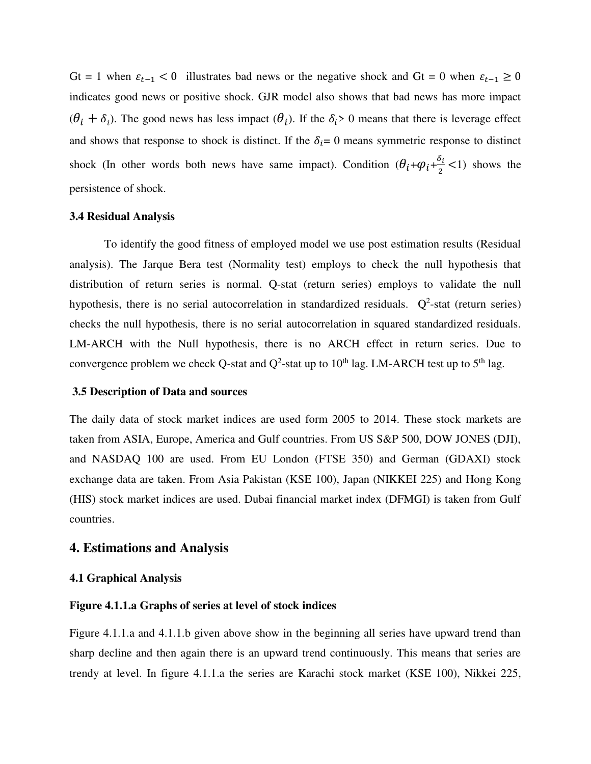Gt = 1 when $\varepsilon_{t-1} < 0$ illustrates bad news or the negative shock and Gt = 0 when $\varepsilon_{t-1} \geq 0$ indicates good news or positive shock. GJR model also shows that bad news has more impact ($\theta_i + \delta_i$). The good news has less impact ($\theta_i$). If the $\delta_i$> 0 means that there is leverage effect and shows that response to shock is distinct. If the $\delta_i$= 0 means symmetric response to distinct shock (In other words both news have same impact). Condition ($\theta_i$+$\varphi_i$+$\frac{\delta_i}{2}$ <1) shows the persistence of shock.

### 3.4 Residual Analysis

To identify the good fitness of employed model we use post estimation results (Residual analysis). The Jarque Bera test (Normality test) employs to check the null hypothesis that distribution of return series is normal. Q-stat (return series) employs to validate the null hypothesis, there is no serial autocorrelation in standardized residuals. $Q^2$-stat (return series) checks the null hypothesis, there is no serial autocorrelation in squared standardized residuals. LM-ARCH with the Null hypothesis, there is no ARCH effect in return series. Due to convergence problem we check Q-stat and $Q^2$-stat up to 10th lag. LM-ARCH test up to 5th lag.

### 3.5 Description of Data and sources

The daily data of stock market indices are used form 2005 to 2014. These stock markets are taken from ASIA, Europe, America and Gulf countries. From US S&P 500, DOW JONES (DJI), and NASDAQ 100 are used. From EU London (FTSE 350) and German (GDAXI) stock exchange data are taken. From Asia Pakistan (KSE 100), Japan (NIKKEI 225) and Hong Kong (HIS) stock market indices are used. Dubai financial market index (DFMGI) is taken from Gulf countries.

## 4. Estimations and Analysis

### 4.1 Graphical Analysis

**Figure 4.1.1.a Graphs of series at level of stock indices**

Figure 4.1.1.a and 4.1.1.b given above show in the beginning all series have upward trend than sharp decline and then again there is an upward trend continuously. This means that series are trendy at level. In figure 4.1.1.a the series are Karachi stock market (KSE 100), Nikkei 225,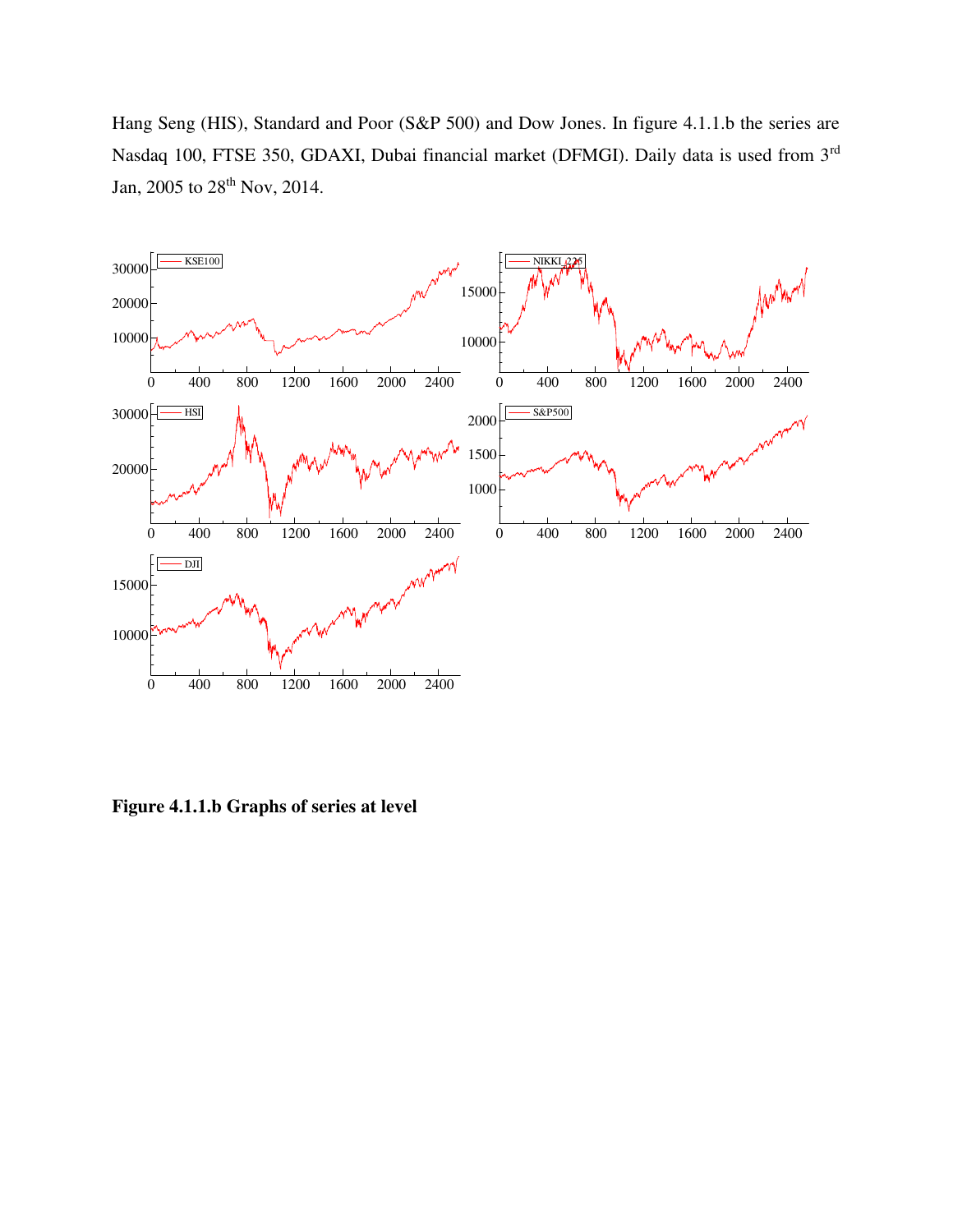Hang Seng (HIS), Standard and Poor (S&P 500) and Dow Jones. In figure 4.1.1.b the series are Nasdaq 100, FTSE 350, GDAXI, Dubai financial market (DFMGI). Daily data is used from 3rd Jan, 2005 to 28th Nov, 2014.

**Figure 4.1.1.b Graphs of series at level**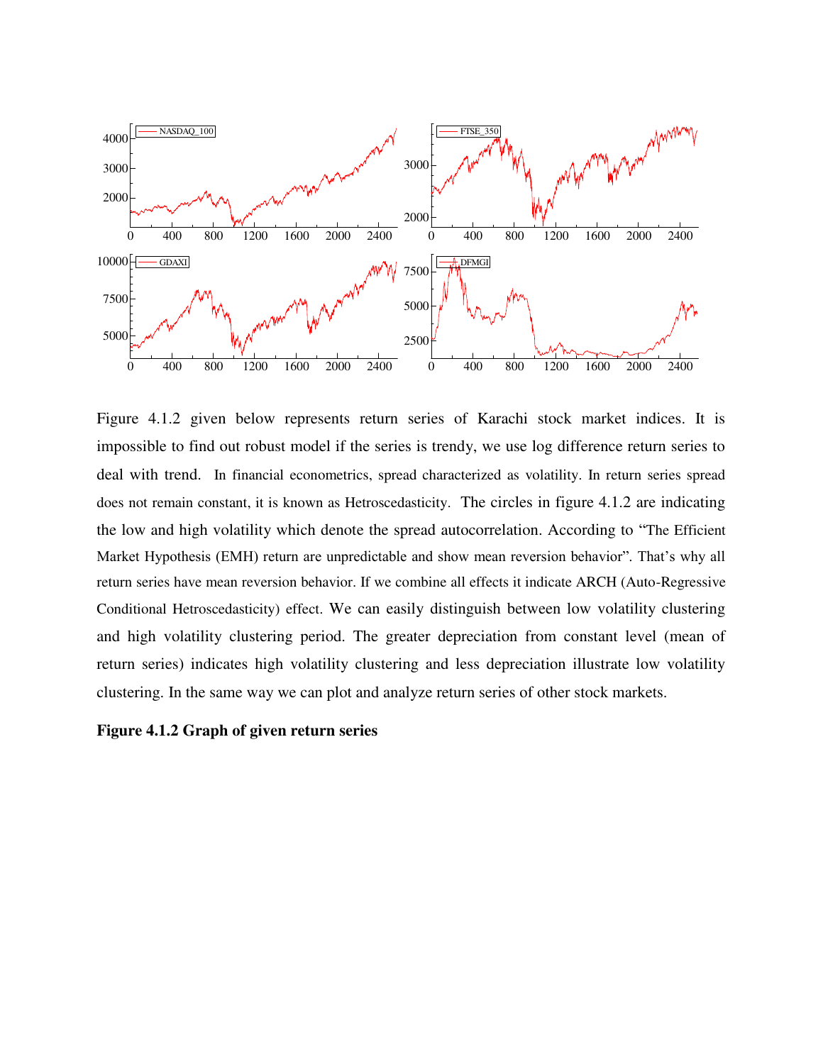Figure 4.1.2 given below represents return series of Karachi stock market indices. It is impossible to find out robust model if the series is trendy, we use log difference return series to deal with trend. In financial econometrics, spread characterized as volatility. In return series spread does not remain constant, it is known as Hetroscedasticity. The circles in figure 4.1.2 are indicating the low and high volatility which denote the spread autocorrelation. According to "The Efficient Market Hypothesis (EMH) return are unpredictable and show mean reversion behavior". That's why all return series have mean reversion behavior. If we combine all effects it indicate ARCH (Auto-Regressive Conditional Hetroscedasticity) effect. We can easily distinguish between low volatility clustering and high volatility clustering period. The greater depreciation from constant level (mean of return series) indicates high volatility clustering and less depreciation illustrate low volatility clustering. In the same way we can plot and analyze return series of other stock markets.

**Figure 4.1.2 Graph of given return series**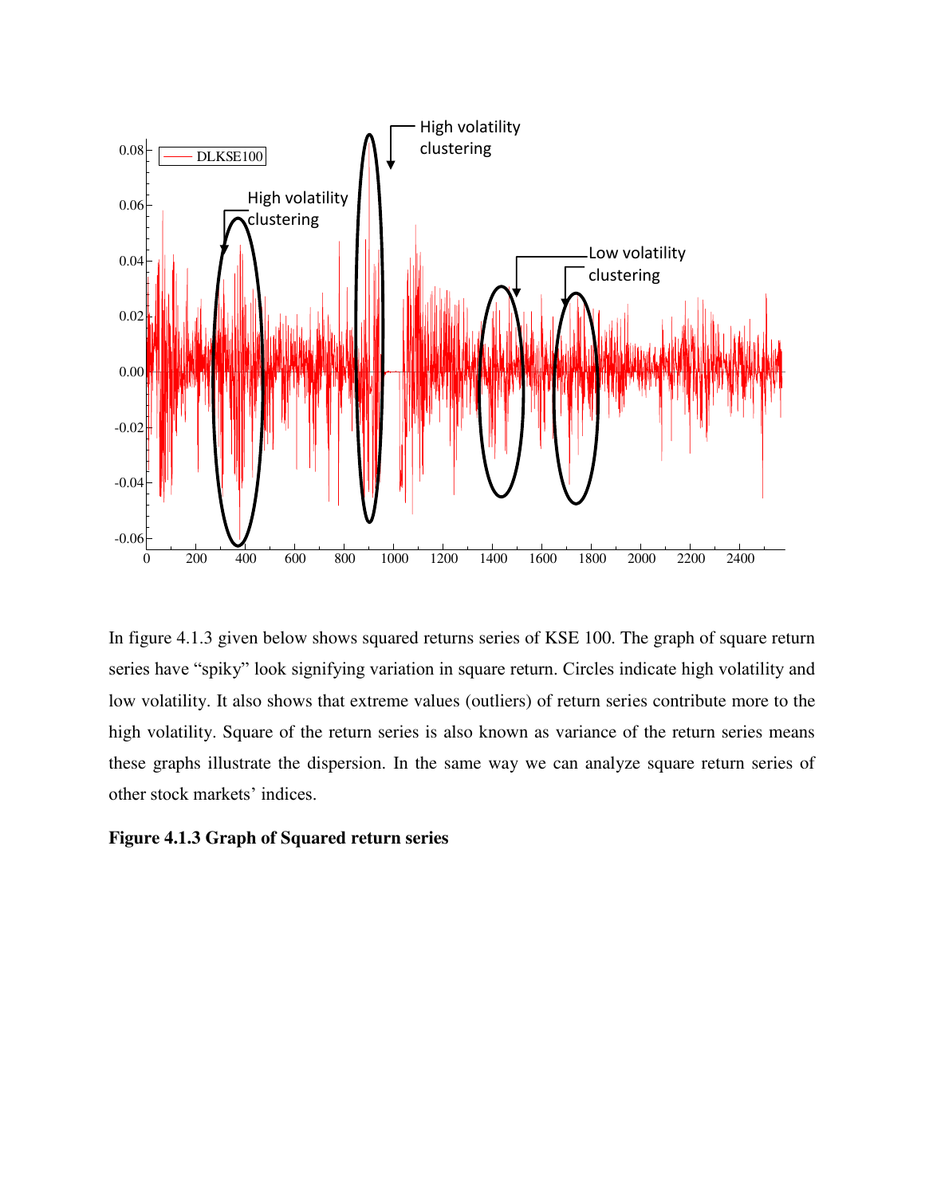In figure 4.1.3 given below shows squared returns series of KSE 100. The graph of square return series have "spiky" look signifying variation in square return. Circles indicate high volatility and low volatility. It also shows that extreme values (outliers) of return series contribute more to the high volatility. Square of the return series is also known as variance of the return series means these graphs illustrate the dispersion. In the same way we can analyze square return series of other stock markets' indices.

**Figure 4.1.3 Graph of Squared return series**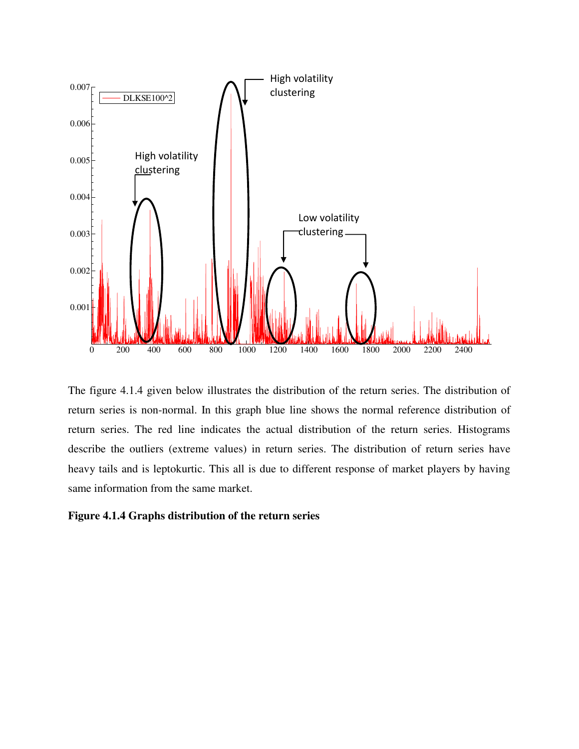The figure 4.1.4 given below illustrates the distribution of the return series. The distribution of return series is non-normal. In this graph blue line shows the normal reference distribution of return series. The red line indicates the actual distribution of the return series. Histograms describe the outliers (extreme values) in return series. The distribution of return series have heavy tails and is leptokurtic. This all is due to different response of market players by having same information from the same market.

**Figure 4.1.4 Graphs distribution of the return series**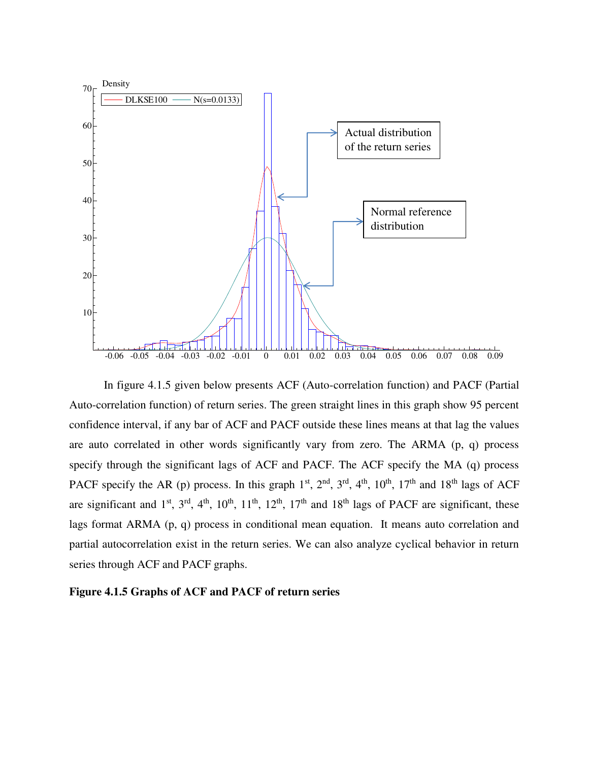In figure 4.1.5 given below presents ACF (Auto-correlation function) and PACF (Partial Auto-correlation function) of return series. The green straight lines in this graph show 95 percent confidence interval, if any bar of ACF and PACF outside these lines means at that lag the values are auto correlated in other words significantly vary from zero. The ARMA (p, q) process specify through the significant lags of ACF and PACF. The ACF specify the MA (q) process PACF specify the AR (p) process. In this graph 1st, 2nd, 3rd, 4th, 10th, 17th and 18th lags of ACF are significant and 1st, 3rd, 4th, 10th, 11th, 12th, 17th and 18th lags of PACF are significant, these lags format ARMA (p, q) process in conditional mean equation. It means auto correlation and partial autocorrelation exist in the return series. We can also analyze cyclical behavior in return series through ACF and PACF graphs.

**Figure 4.1.5 Graphs of ACF and PACF of return series**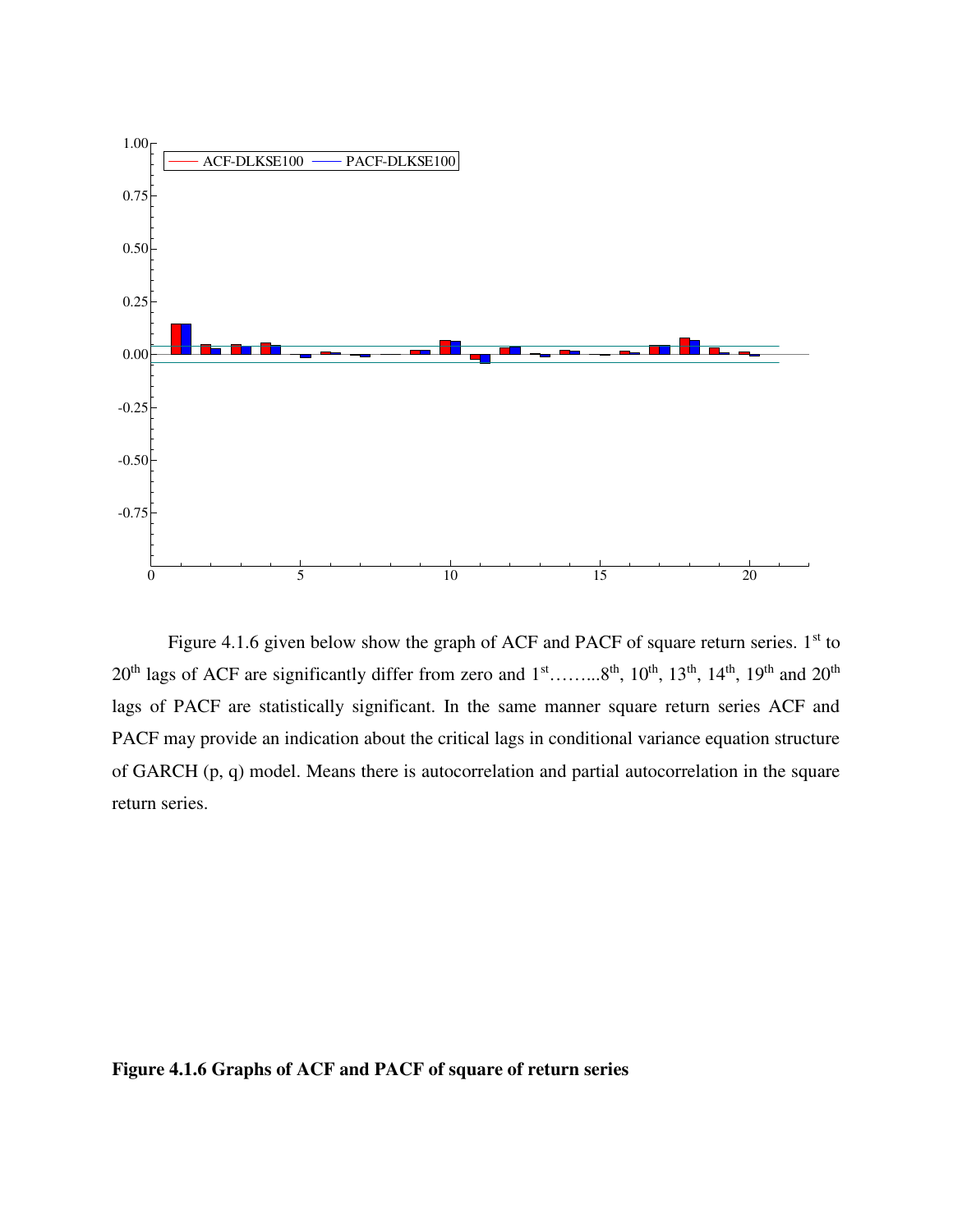Figure 4.1.6 given below show the graph of ACF and PACF of square return series. 1st to 20th lags of ACF are significantly differ from zero and 1st……...8th, 10th, 13th, 14th, 19th and 20th lags of PACF are statistically significant. In the same manner square return series ACF and PACF may provide an indication about the critical lags in conditional variance equation structure of GARCH (p, q) model. Means there is autocorrelation and partial autocorrelation in the square return series.

**Figure 4.1.6 Graphs of ACF and PACF of square of return series**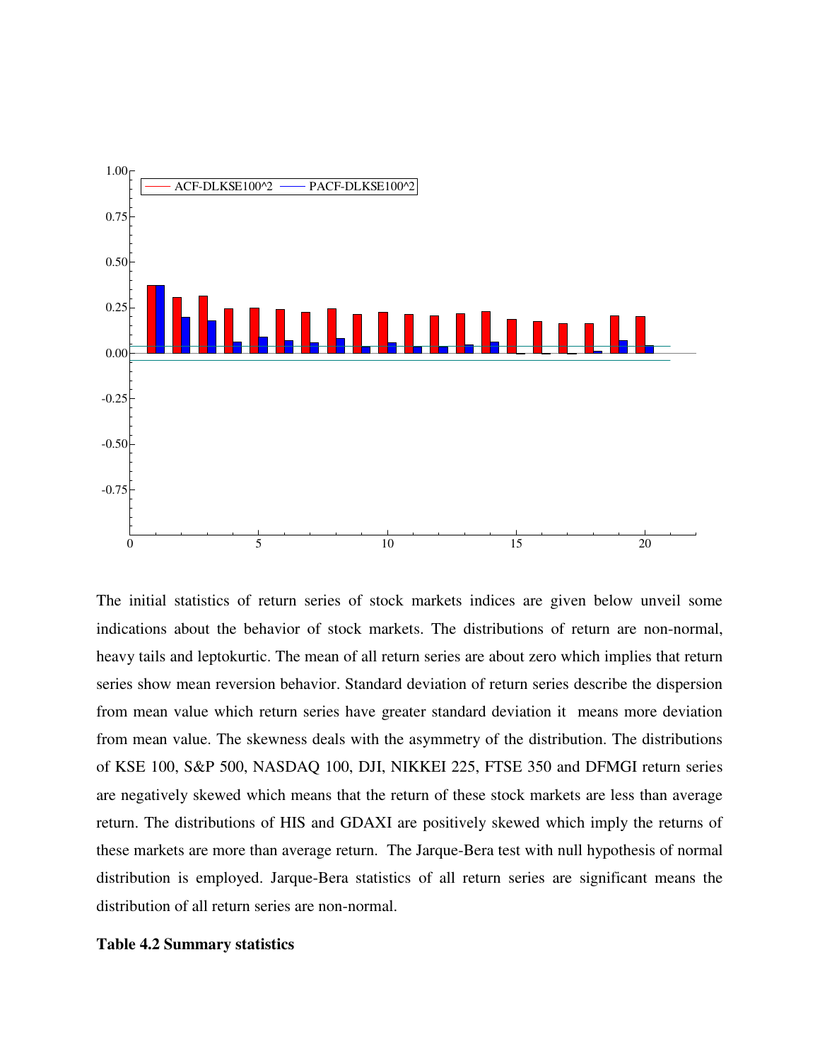The initial statistics of return series of stock markets indices are given below unveil some indications about the behavior of stock markets. The distributions of return are non-normal, heavy tails and leptokurtic. The mean of all return series are about zero which implies that return series show mean reversion behavior. Standard deviation of return series describe the dispersion from mean value which return series have greater standard deviation it means more deviation from mean value. The skewness deals with the asymmetry of the distribution. The distributions of KSE 100, S&P 500, NASDAQ 100, DJI, NIKKEI 225, FTSE 350 and DFMGI return series are negatively skewed which means that the return of these stock markets are less than average return. The distributions of HIS and GDAXI are positively skewed which imply the returns of these markets are more than average return. The Jarque-Bera test with null hypothesis of normal distribution is employed. Jarque-Bera statistics of all return series are significant means the distribution of all return series are non-normal.

**Table 4.2 Summary statistics**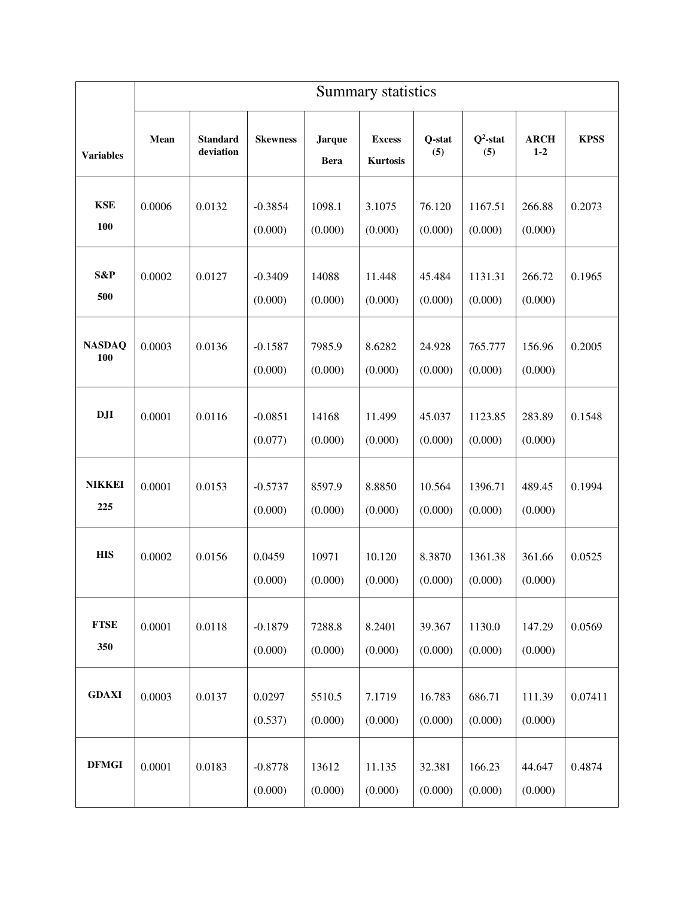| Variables | Summary statistics | | | | | | | | |
|---|---|---|---|---|---|---|---|---|---|
| | **Mean** | **Standard deviation** | **Skewness** | **Jarque Bera** | **Excess Kurtosis** | **Q-stat (5)** | **$Q^2$-stat (5)** | **ARCH 1-2** | **KPSS** |
| **KSE 100** | 0.0006 | 0.0132 | -0.3854 (0.000) | 1098.1 (0.000) | 3.1075 (0.000) | 76.120 (0.000) | 1167.51 (0.000) | 266.88 (0.000) | 0.2073 |
| **S&P 500** | 0.0002 | 0.0127 | -0.3409 (0.000) | 14088 (0.000) | 11.448 (0.000) | 45.484 (0.000) | 1131.31 (0.000) | 266.72 (0.000) | 0.1965 |
| **NASDAQ 100** | 0.0003 | 0.0136 | -0.1587 (0.000) | 7985.9 (0.000) | 8.6282 (0.000) | 24.928 (0.000) | 765.777 (0.000) | 156.96 (0.000) | 0.2005 |
| **DJI** | 0.0001 | 0.0116 | -0.0851 (0.077) | 14168 (0.000) | 11.499 (0.000) | 45.037 (0.000) | 1123.85 (0.000) | 283.89 (0.000) | 0.1548 |
| **NIKKEI 225** | 0.0001 | 0.0153 | -0.5737 (0.000) | 8597.9 (0.000) | 8.8850 (0.000) | 10.564 (0.000) | 1396.71 (0.000) | 489.45 (0.000) | 0.1994 |
| **HIS** | 0.0002 | 0.0156 | 0.0459 (0.000) | 10971 (0.000) | 10.120 (0.000) | 8.3870 (0.000) | 1361.38 (0.000) | 361.66 (0.000) | 0.0525 |
| **FTSE 350** | 0.0001 | 0.0118 | -0.1879 (0.000) | 7288.8 (0.000) | 8.2401 (0.000) | 39.367 (0.000) | 1130.0 (0.000) | 147.29 (0.000) | 0.0569 |
| **GDAXI** | 0.0003 | 0.0137 | 0.0297 (0.537) | 5510.5 (0.000) | 7.1719 (0.000) | 16.783 (0.000) | 686.71 (0.000) | 111.39 (0.000) | 0.07411 |
| **DFMGI** | 0.0001 | 0.0183 | -0.8778 (0.000) | 13612 (0.000) | 11.135 (0.000) | 32.381 (0.000) | 166.23 (0.000) | 44.647 (0.000) | 0.4874 |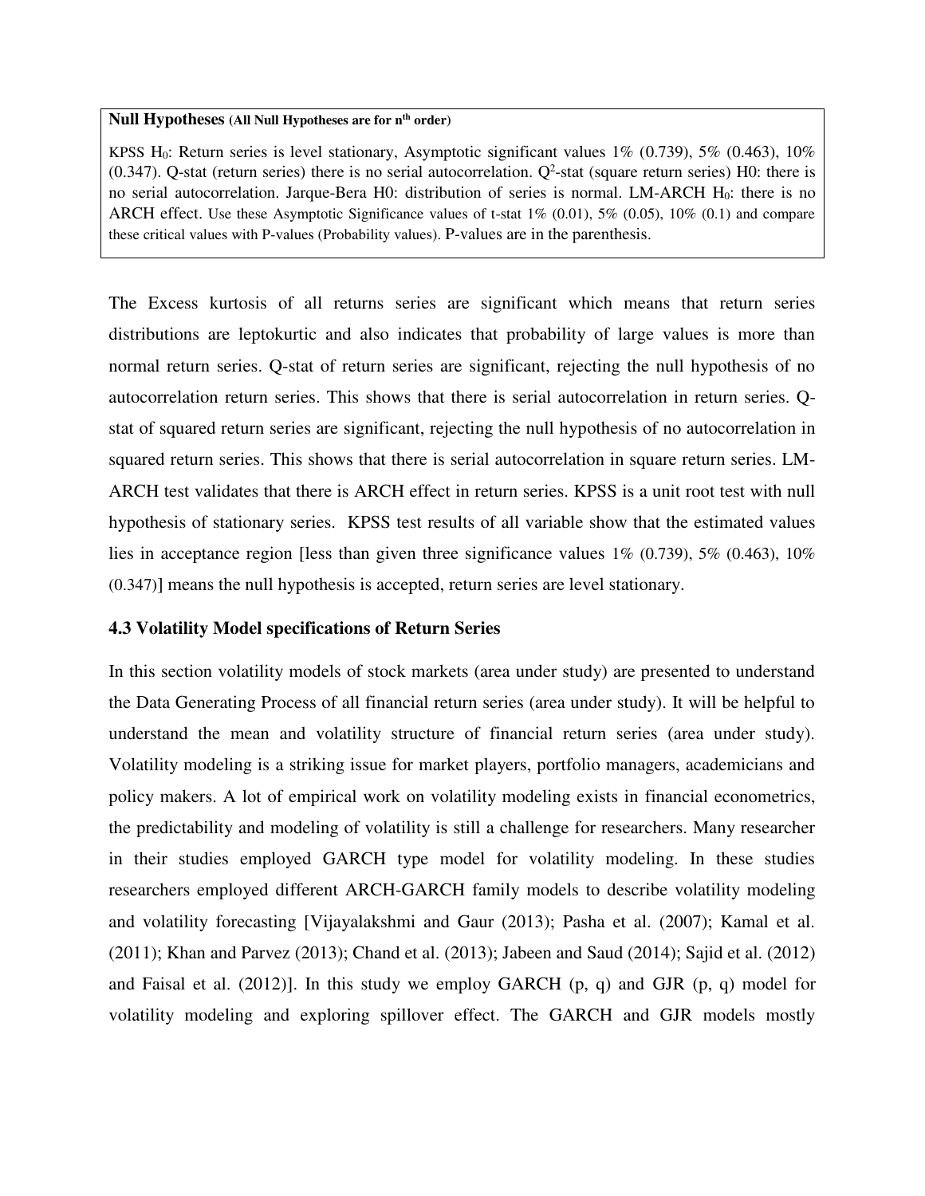**Null Hypotheses (All Null Hypotheses are for $n^{th}$ order)**

KPSS $H_0$: Return series is level stationary, Asymptotic significant values 1% (0.739), 5% (0.463), 10% (0.347). Q-stat (return series) there is no serial autocorrelation. $Q^2$-stat (square return series) H0: there is no serial autocorrelation. Jarque-Bera H0: distribution of series is normal. LM-ARCH $H_0$: there is no ARCH effect. Use these Asymptotic Significance values of t-stat 1% (0.01), 5% (0.05), 10% (0.1) and compare these critical values with P-values (Probability values). P-values are in the parenthesis.

The Excess kurtosis of all returns series are significant which means that return series distributions are leptokurtic and also indicates that probability of large values is more than normal return series. Q-stat of return series are significant, rejecting the null hypothesis of no autocorrelation return series. This shows that there is serial autocorrelation in return series. Q-stat of squared return series are significant, rejecting the null hypothesis of no autocorrelation in squared return series. This shows that there is serial autocorrelation in square return series. LM-ARCH test validates that there is ARCH effect in return series. KPSS is a unit root test with null hypothesis of stationary series. KPSS test results of all variable show that the estimated values lies in acceptance region [less than given three significance values 1% (0.739), 5% (0.463), 10% (0.347)] means the null hypothesis is accepted, return series are level stationary.

### 4.3 Volatility Model specifications of Return Series

In this section volatility models of stock markets (area under study) are presented to understand the Data Generating Process of all financial return series (area under study). It will be helpful to understand the mean and volatility structure of financial return series (area under study). Volatility modeling is a striking issue for market players, portfolio managers, academicians and policy makers. A lot of empirical work on volatility modeling exists in financial econometrics, the predictability and modeling of volatility is still a challenge for researchers. Many researcher in their studies employed GARCH type model for volatility modeling. In these studies researchers employed different ARCH-GARCH family models to describe volatility modeling and volatility forecasting [Vijayalakshmi and Gaur (2013); Pasha et al. (2007); Kamal et al. (2011); Khan and Parvez (2013); Chand et al. (2013); Jabeen and Saud (2014); Sajid et al. (2012) and Faisal et al. (2012)]. In this study we employ GARCH (p, q) and GJR (p, q) model for volatility modeling and exploring spillover effect. The GARCH and GJR models mostly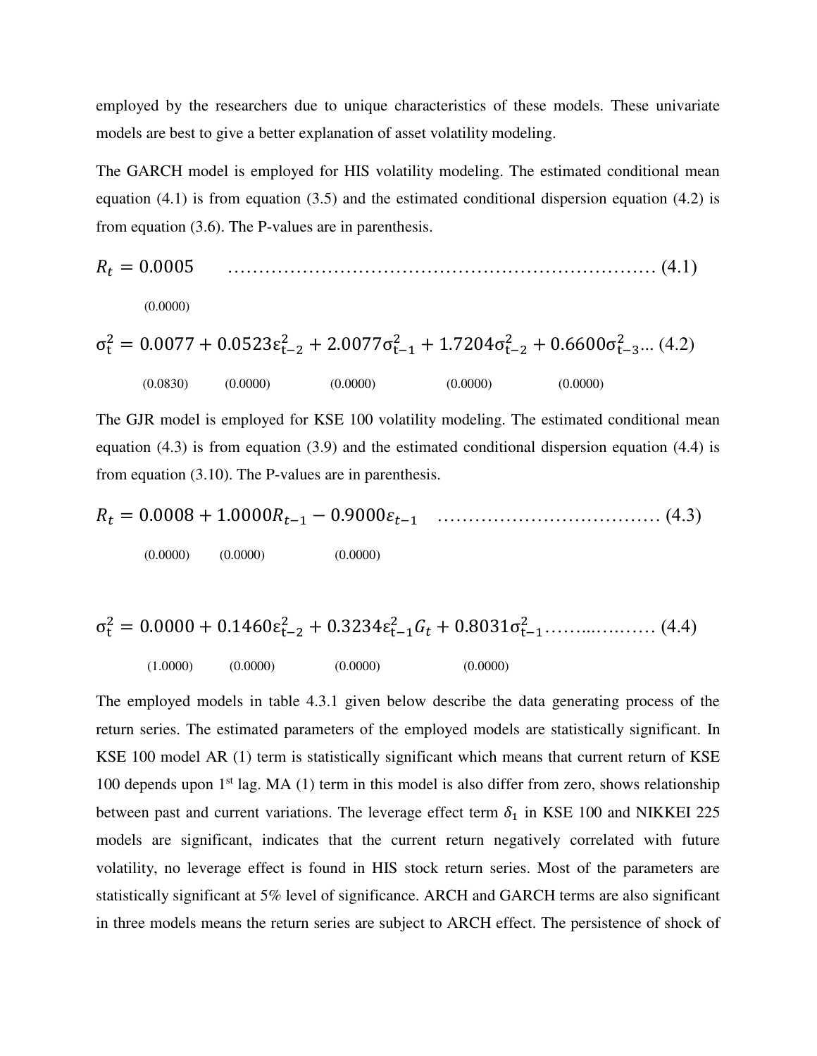employed by the researchers due to unique characteristics of these models. These univariate models are best to give a better explanation of asset volatility modeling.

The GARCH model is employed for HIS volatility modeling. The estimated conditional mean equation (4.1) is from equation (3.5) and the estimated conditional dispersion equation (4.2) is from equation (3.6). The P-values are in parenthesis.

$$R_t = \underset{(0.0000)}{0.0005} \quad \ldots \ldots (4.1)$$

$$\sigma_t^2 = \underset{(0.0830)}{0.0077} + \underset{(0.0000)}{0.0523}\varepsilon_{t-2}^2 + \underset{(0.0000)}{2.0077}\sigma_{t-1}^2 + \underset{(0.0000)}{1.7204}\sigma_{t-2}^2 + \underset{(0.0000)}{0.6600}\sigma_{t-3}^2 \ldots (4.2)$$

The GJR model is employed for KSE 100 volatility modeling. The estimated conditional mean equation (4.3) is from equation (3.9) and the estimated conditional dispersion equation (4.4) is from equation (3.10). The P-values are in parenthesis.

$$R_t = \underset{(0.0000)}{0.0008} + \underset{(0.0000)}{1.0000}R_{t-1} - \underset{(0.0000)}{0.9000}\varepsilon_{t-1} \quad \ldots \ldots (4.3)$$

$$\sigma_t^2 = \underset{(1.0000)}{0.0000} + \underset{(0.0000)}{0.1460}\varepsilon_{t-2}^2 + \underset{(0.0000)}{0.3234}\varepsilon_{t-1}^2 G_t + \underset{(0.0000)}{0.8031}\sigma_{t-1}^2 \ldots \ldots (4.4)$$

The employed models in table 4.3.1 given below describe the data generating process of the return series. The estimated parameters of the employed models are statistically significant. In KSE 100 model AR (1) term is statistically significant which means that current return of KSE 100 depends upon 1st lag. MA (1) term in this model is also differ from zero, shows relationship between past and current variations. The leverage effect term $\delta_1$ in KSE 100 and NIKKEI 225 models are significant, indicates that the current return negatively correlated with future volatility, no leverage effect is found in HIS stock return series. Most of the parameters are statistically significant at 5% level of significance. ARCH and GARCH terms are also significant in three models means the return series are subject to ARCH effect. The persistence of shock of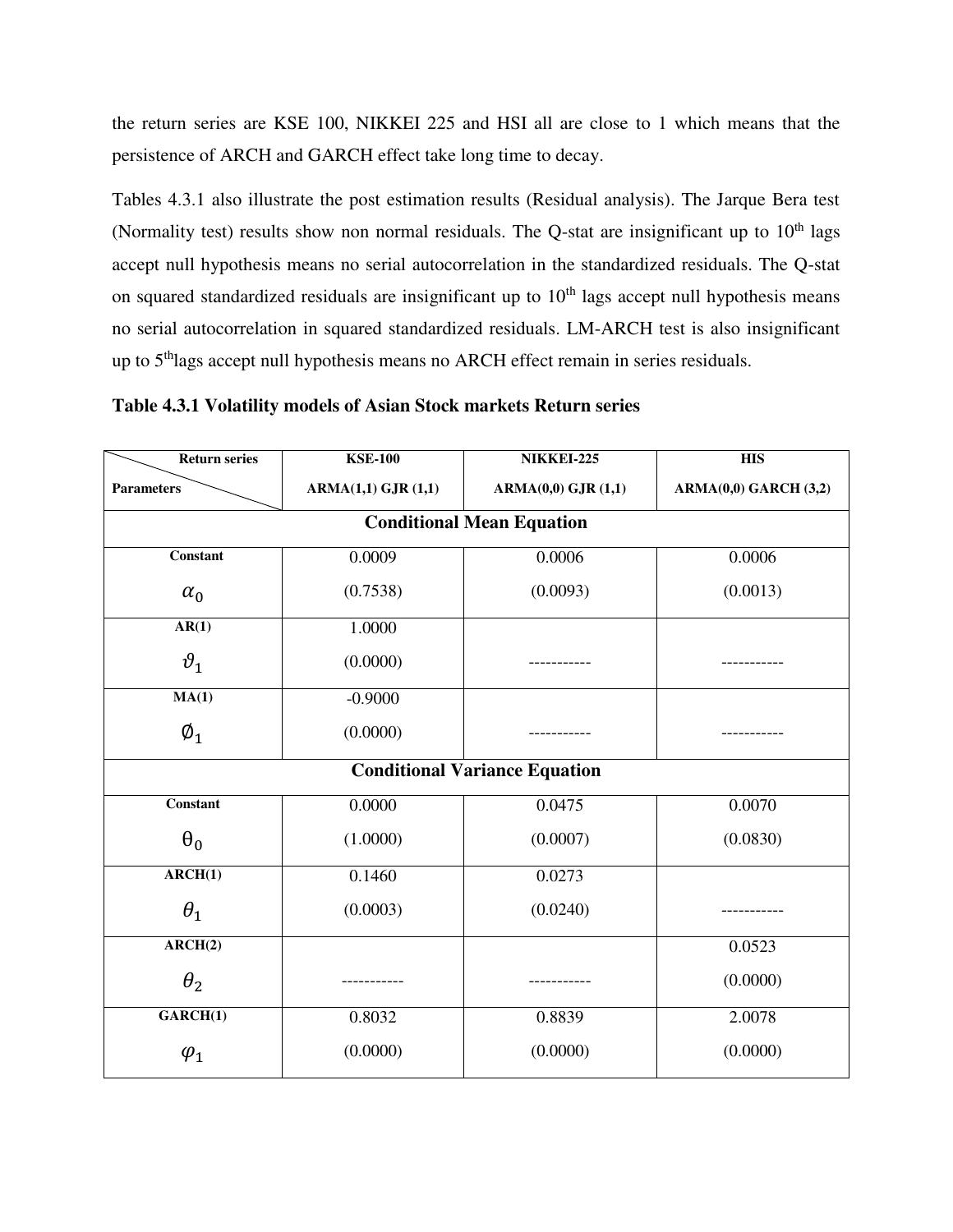the return series are KSE 100, NIKKEI 225 and HSI all are close to 1 which means that the persistence of ARCH and GARCH effect take long time to decay.

Tables 4.3.1 also illustrate the post estimation results (Residual analysis). The Jarque Bera test (Normality test) results show non normal residuals. The Q-stat are insignificant up to 10th lags accept null hypothesis means no serial autocorrelation in the standardized residuals. The Q-stat on squared standardized residuals are insignificant up to 10th lags accept null hypothesis means no serial autocorrelation in squared standardized residuals. LM-ARCH test is also insignificant up to 5thlags accept null hypothesis means no ARCH effect remain in series residuals.

**Table 4.3.1 Volatility models of Asian Stock markets Return series**

| Return series / Parameters | KSE-100 ARMA(1,1) GJR (1,1) | NIKKEI-225 ARMA(0,0) GJR (1,1) | HIS ARMA(0,0) GARCH (3,2) |
|---|---|---|---|
| **Conditional Mean Equation** | | | |
| Constant $\alpha_0$ | 0.0009 (0.7538) | 0.0006 (0.0093) | 0.0006 (0.0013) |
| AR(1) $\vartheta_1$ | 1.0000 (0.0000) | ----------- | ----------- |
| MA(1) $\emptyset_1$ | -0.9000 (0.0000) | ----------- | ----------- |
| **Conditional Variance Equation** | | | |
| Constant $\theta_0$ | 0.0000 (1.0000) | 0.0475 (0.0007) | 0.0070 (0.0830) |
| ARCH(1) $\theta_1$ | 0.1460 (0.0003) | 0.0273 (0.0240) | ----------- |
| ARCH(2) $\theta_2$ | ----------- | ----------- | 0.0523 (0.0000) |
| GARCH(1) $\varphi_1$ | 0.8032 (0.0000) | 0.8839 (0.0000) | 2.0078 (0.0000) |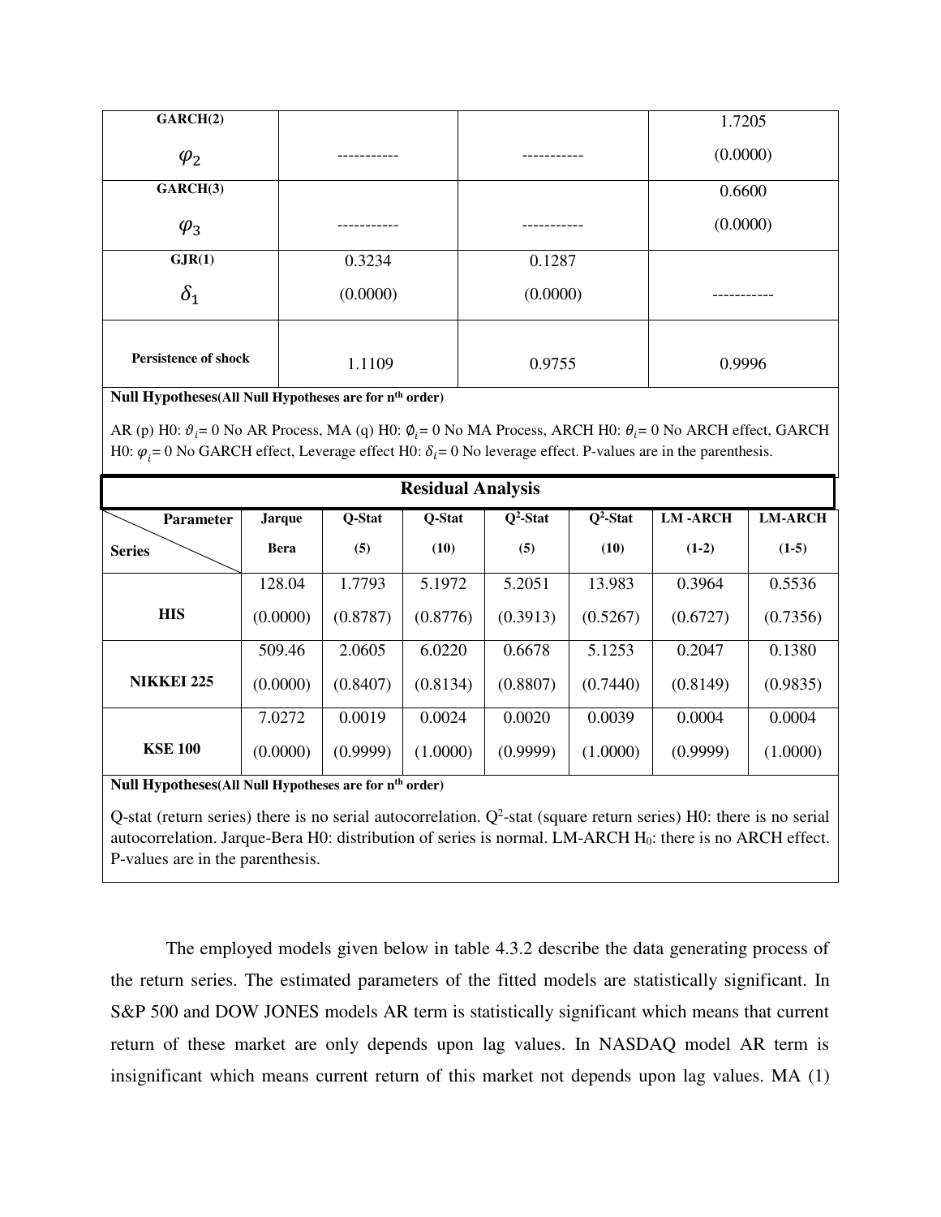| | | | |
|---|---|---|---|
| **GARCH(2)** $\varphi_2$ | ----------- | ----------- | 1.7205 (0.0000) |
| **GARCH(3)** $\varphi_3$ | ----------- | ----------- | 0.6600 (0.0000) |
| **GJR(1)** $\delta_1$ | 0.3234 (0.0000) | 0.1287 (0.0000) | ----------- |
| **Persistence of shock** | 1.1109 | 0.9755 | 0.9996 |

**Null Hypotheses(All Null Hypotheses are for $n^{th}$ order)**

AR (p) H0: $\vartheta_i$= 0 No AR Process, MA (q) H0: $\emptyset_i$= 0 No MA Process, ARCH H0: $\theta_i$= 0 No ARCH effect, GARCH H0: $\varphi_i$= 0 No GARCH effect, Leverage effect H0: $\delta_i$= 0 No leverage effect. P-values are in the parenthesis.

**Residual Analysis**

| Parameter / Series | Jarque Bera | Q-Stat (5) | Q-Stat (10) | $Q^2$-Stat (5) | $Q^2$-Stat (10) | LM -ARCH (1-2) | LM-ARCH (1-5) |
|---|---|---|---|---|---|---|---|
| **HIS** | 128.04 (0.0000) | 1.7793 (0.8787) | 5.1972 (0.8776) | 5.2051 (0.3913) | 13.983 (0.5267) | 0.3964 (0.6727) | 0.5536 (0.7356) |
| **NIKKEI 225** | 509.46 (0.0000) | 2.0605 (0.8407) | 6.0220 (0.8134) | 0.6678 (0.8807) | 5.1253 (0.7440) | 0.2047 (0.8149) | 0.1380 (0.9835) |
| **KSE 100** | 7.0272 (0.0000) | 0.0019 (0.9999) | 0.0024 (1.0000) | 0.0020 (0.9999) | 0.0039 (1.0000) | 0.0004 (0.9999) | 0.0004 (1.0000) |

**Null Hypotheses(All Null Hypotheses are for $n^{th}$ order)**

Q-stat (return series) there is no serial autocorrelation. $Q^2$-stat (square return series) H0: there is no serial autocorrelation. Jarque-Bera H0: distribution of series is normal. LM-ARCH $H_0$: there is no ARCH effect. P-values are in the parenthesis.

The employed models given below in table 4.3.2 describe the data generating process of the return series. The estimated parameters of the fitted models are statistically significant. In S&P 500 and DOW JONES models AR term is statistically significant which means that current return of these market are only depends upon lag values. In NASDAQ model AR term is insignificant which means current return of this market not depends upon lag values. MA (1)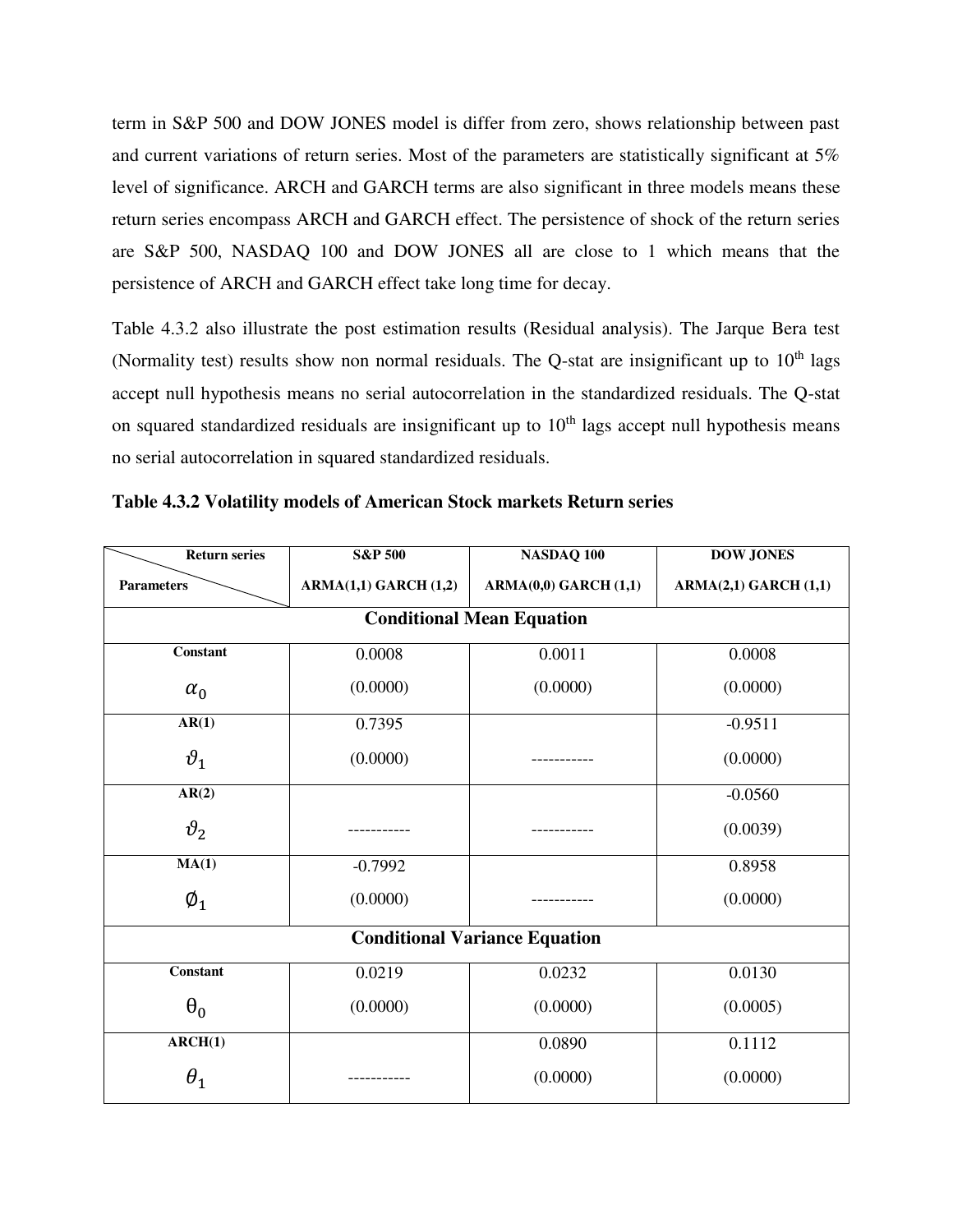term in S&P 500 and DOW JONES model is differ from zero, shows relationship between past and current variations of return series. Most of the parameters are statistically significant at 5% level of significance. ARCH and GARCH terms are also significant in three models means these return series encompass ARCH and GARCH effect. The persistence of shock of the return series are S&P 500, NASDAQ 100 and DOW JONES all are close to 1 which means that the persistence of ARCH and GARCH effect take long time for decay.

Table 4.3.2 also illustrate the post estimation results (Residual analysis). The Jarque Bera test (Normality test) results show non normal residuals. The Q-stat are insignificant up to 10th lags accept null hypothesis means no serial autocorrelation in the standardized residuals. The Q-stat on squared standardized residuals are insignificant up to 10th lags accept null hypothesis means no serial autocorrelation in squared standardized residuals.

**Table 4.3.2 Volatility models of American Stock markets Return series**

| Parameters \ Return series | S&P 500 ARMA(1,1) GARCH (1,2) | NASDAQ 100 ARMA(0,0) GARCH (1,1) | DOW JONES ARMA(2,1) GARCH (1,1) |
|---|---|---|---|
| **Conditional Mean Equation** | | | |
| **Constant** $\alpha_0$ | 0.0008 (0.0000) | 0.0011 (0.0000) | 0.0008 (0.0000) |
| **AR(1)** $\vartheta_1$ | 0.7395 (0.0000) | ----------- | -0.9511 (0.0000) |
| **AR(2)** $\vartheta_2$ | ----------- | ----------- | -0.0560 (0.0039) |
| **MA(1)** $\emptyset_1$ | -0.7992 (0.0000) | ----------- | 0.8958 (0.0000) |
| **Conditional Variance Equation** | | | |
| **Constant** $\theta_0$ | 0.0219 (0.0000) | 0.0232 (0.0000) | 0.0130 (0.0005) |
| **ARCH(1)** $\theta_1$ | ----------- | 0.0890 (0.0000) | 0.1112 (0.0000) |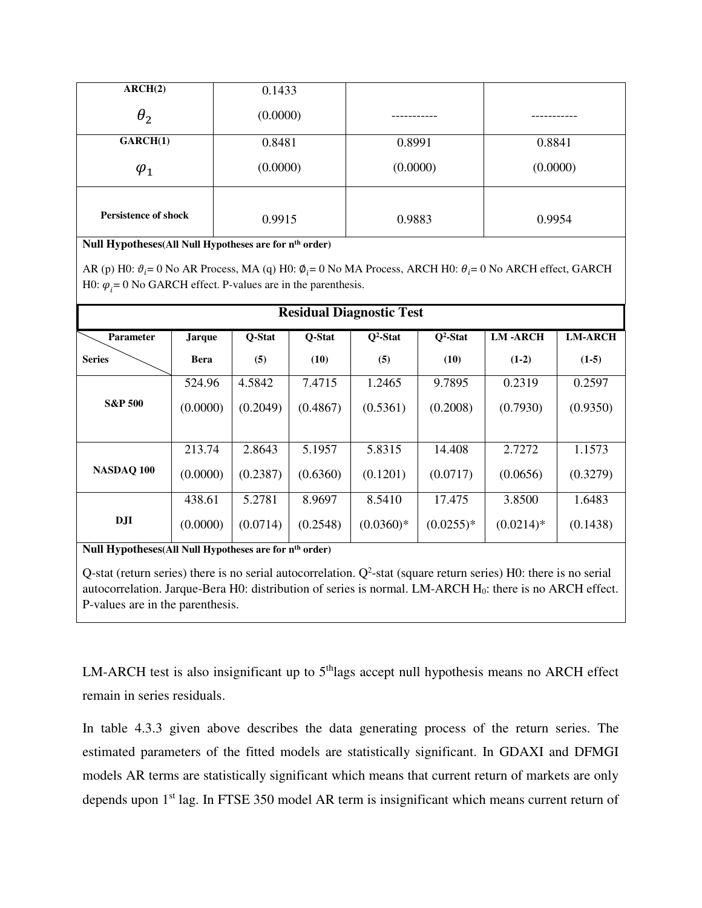| ARCH(2) $\theta_2$ | 0.1433 (0.0000) | ----------- | ----------- |
|---|---|---|---|
| GARCH(1) $\varphi_1$ | 0.8481 (0.0000) | 0.8991 (0.0000) | 0.8841 (0.0000) |
| Persistence of shock | 0.9915 | 0.9883 | 0.9954 |

**Null Hypotheses(All Null Hypotheses are for n^th order)**

AR (p) H0: $\vartheta_i = 0$ No AR Process, MA (q) H0: $\emptyset_i = 0$ No MA Process, ARCH H0: $\theta_i = 0$ No ARCH effect, GARCH H0: $\varphi_i = 0$ No GARCH effect. P-values are in the parenthesis.

**Residual Diagnostic Test**

| Parameter / Series | Jarque Bera | Q-Stat (5) | Q-Stat (10) | $Q^2$-Stat (5) | $Q^2$-Stat (10) | LM -ARCH (1-2) | LM-ARCH (1-5) |
|---|---|---|---|---|---|---|---|
| **S&P 500** | 524.96 (0.0000) | 4.5842 (0.2049) | 7.4715 (0.4867) | 1.2465 (0.5361) | 9.7895 (0.2008) | 0.2319 (0.7930) | 0.2597 (0.9350) |
| **NASDAQ 100** | 213.74 (0.0000) | 2.8643 (0.2387) | 5.1957 (0.6360) | 5.8315 (0.1201) | 14.408 (0.0717) | 2.7272 (0.0656) | 1.1573 (0.3279) |
| **DJI** | 438.61 (0.0000) | 5.2781 (0.0714) | 8.9697 (0.2548) | 8.5410 (0.0360)* | 17.475 (0.0255)* | 3.8500 (0.0214)* | 1.6483 (0.1438) |

**Null Hypotheses(All Null Hypotheses are for n^th order)**

Q-stat (return series) there is no serial autocorrelation. $Q^2$-stat (square return series) H0: there is no serial autocorrelation. Jarque-Bera H0: distribution of series is normal. LM-ARCH $H_0$: there is no ARCH effect. P-values are in the parenthesis.

LM-ARCH test is also insignificant up to 5^th lags accept null hypothesis means no ARCH effect remain in series residuals.

In table 4.3.3 given above describes the data generating process of the return series. The estimated parameters of the fitted models are statistically significant. In GDAXI and DFMGI models AR terms are statistically significant which means that current return of markets are only depends upon 1^st lag. In FTSE 350 model AR term is insignificant which means current return of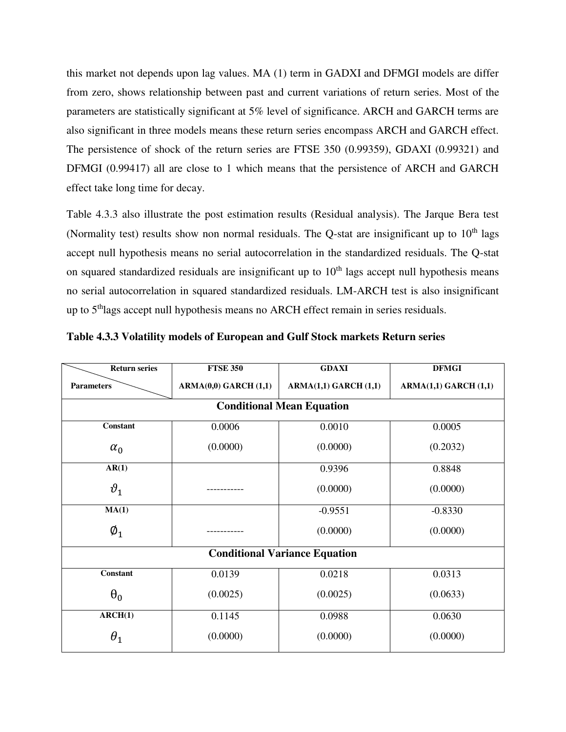this market not depends upon lag values. MA (1) term in GADXI and DFMGI models are differ from zero, shows relationship between past and current variations of return series. Most of the parameters are statistically significant at 5% level of significance. ARCH and GARCH terms are also significant in three models means these return series encompass ARCH and GARCH effect. The persistence of shock of the return series are FTSE 350 (0.99359), GDAXI (0.99321) and DFMGI (0.99417) all are close to 1 which means that the persistence of ARCH and GARCH effect take long time for decay.

Table 4.3.3 also illustrate the post estimation results (Residual analysis). The Jarque Bera test (Normality test) results show non normal residuals. The Q-stat are insignificant up to 10th lags accept null hypothesis means no serial autocorrelation in the standardized residuals. The Q-stat on squared standardized residuals are insignificant up to 10th lags accept null hypothesis means no serial autocorrelation in squared standardized residuals. LM-ARCH test is also insignificant up to 5thlags accept null hypothesis means no ARCH effect remain in series residuals.

**Table 4.3.3 Volatility models of European and Gulf Stock markets Return series**

| Return series / Parameters | FTSE 350 ARMA(0,0) GARCH (1,1) | GDAXI ARMA(1,1) GARCH (1,1) | DFMGI ARMA(1,1) GARCH (1,1) |
|---|---|---|---|
| **Conditional Mean Equation** | | | |
| **Constant** $\alpha_0$ | 0.0006 (0.0000) | 0.0010 (0.0000) | 0.0005 (0.2032) |
| **AR(1)** $\vartheta_1$ | ----------- | 0.9396 (0.0000) | 0.8848 (0.0000) |
| **MA(1)** $\emptyset_1$ | ----------- | -0.9551 (0.0000) | -0.8330 (0.0000) |
| **Conditional Variance Equation** | | | |
| **Constant** $\theta_0$ | 0.0139 (0.0025) | 0.0218 (0.0025) | 0.0313 (0.0633) |
| **ARCH(1)** $\theta_1$ | 0.1145 (0.0000) | 0.0988 (0.0000) | 0.0630 (0.0000) |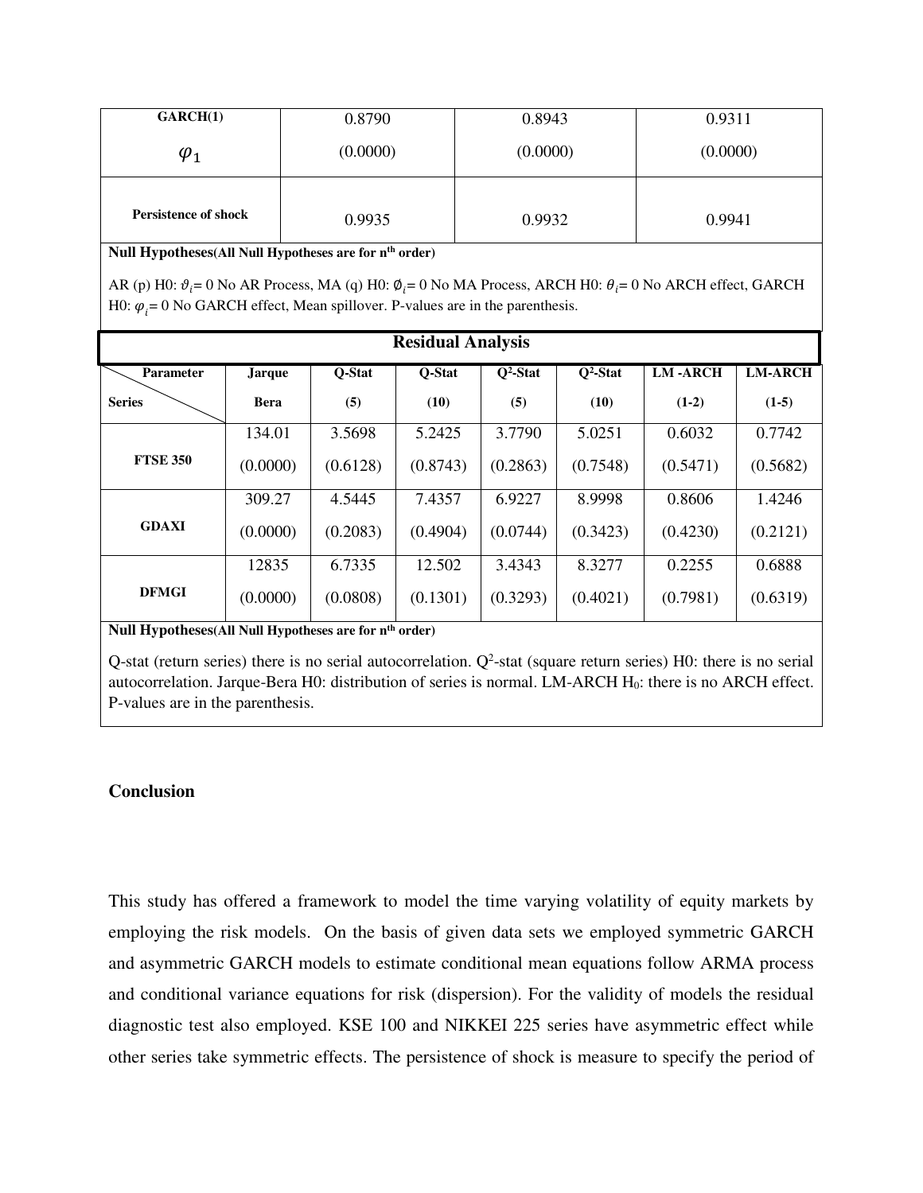| GARCH(1) $\varphi_1$ | 0.8790 (0.0000) | 0.8943 (0.0000) | 0.9311 (0.0000) |
|---|---|---|---|
| **Persistence of shock** | 0.9935 | 0.9932 | 0.9941 |

**Null Hypotheses(All Null Hypotheses are for n^th order)**

AR (p) H0: $\vartheta_i = 0$ No AR Process, MA (q) H0: $\emptyset_i = 0$ No MA Process, ARCH H0: $\theta_i = 0$ No ARCH effect, GARCH H0: $\varphi_i = 0$ No GARCH effect, Mean spillover. P-values are in the parenthesis.

**Residual Analysis**

| Parameter / Series | Jarque Bera | Q-Stat (5) | Q-Stat (10) | $Q^2$-Stat (5) | $Q^2$-Stat (10) | LM -ARCH (1-2) | LM-ARCH (1-5) |
|---|---|---|---|---|---|---|---|
| **FTSE 350** | 134.01 (0.0000) | 3.5698 (0.6128) | 5.2425 (0.8743) | 3.7790 (0.2863) | 5.0251 (0.7548) | 0.6032 (0.5471) | 0.7742 (0.5682) |
| **GDAXI** | 309.27 (0.0000) | 4.5445 (0.2083) | 7.4357 (0.4904) | 6.9227 (0.0744) | 8.9998 (0.3423) | 0.8606 (0.4230) | 1.4246 (0.2121) |
| **DFMGI** | 12835 (0.0000) | 6.7335 (0.0808) | 12.502 (0.1301) | 3.4343 (0.3293) | 8.3277 (0.4021) | 0.2255 (0.7981) | 0.6888 (0.6319) |

**Null Hypotheses(All Null Hypotheses are for n^th order)**

Q-stat (return series) there is no serial autocorrelation. $Q^2$-stat (square return series) H0: there is no serial autocorrelation. Jarque-Bera H0: distribution of series is normal. LM-ARCH $H_0$: there is no ARCH effect. P-values are in the parenthesis.

## Conclusion

This study has offered a framework to model the time varying volatility of equity markets by employing the risk models. On the basis of given data sets we employed symmetric GARCH and asymmetric GARCH models to estimate conditional mean equations follow ARMA process and conditional variance equations for risk (dispersion). For the validity of models the residual diagnostic test also employed. KSE 100 and NIKKEI 225 series have asymmetric effect while other series take symmetric effects. The persistence of shock is measure to specify the period of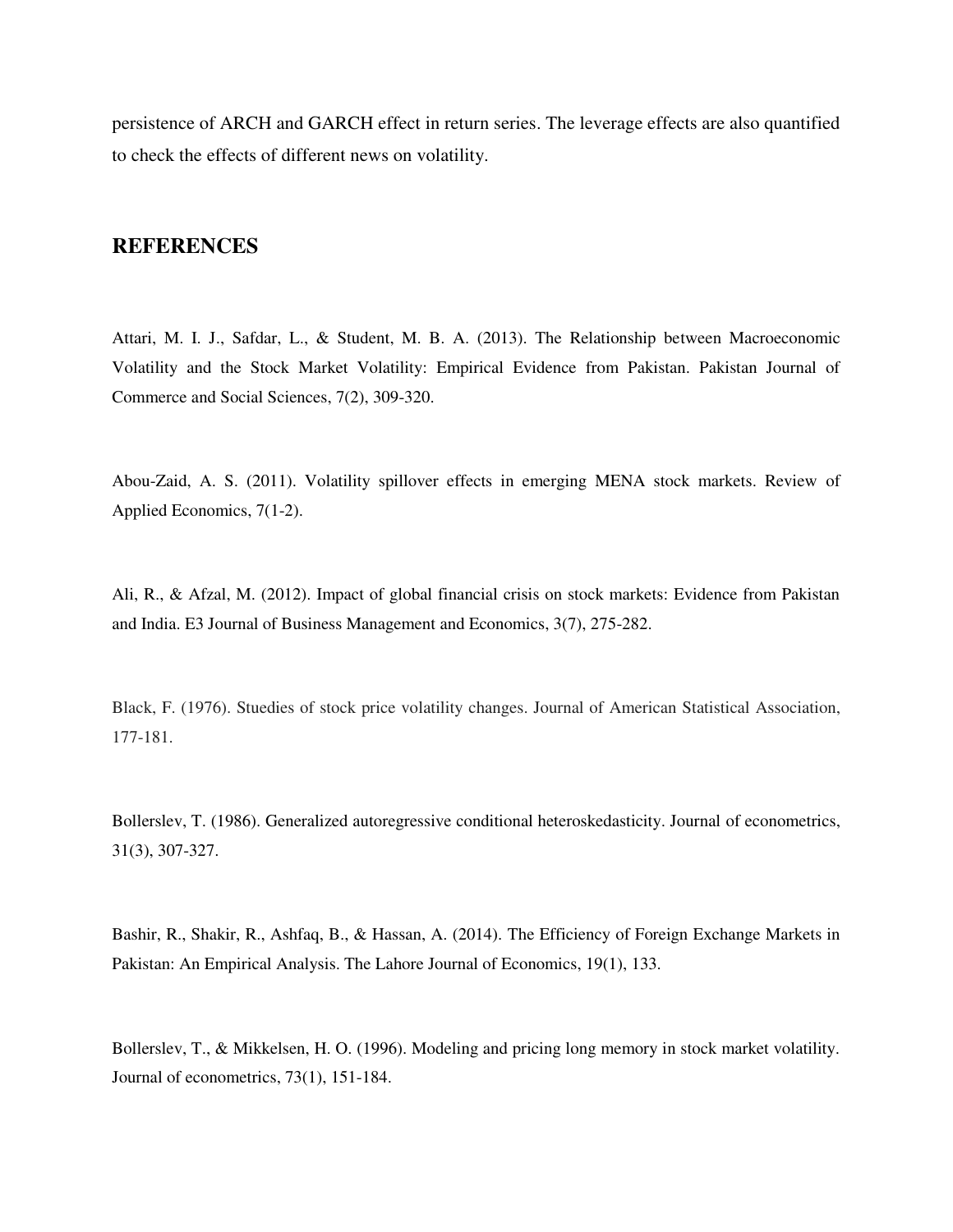persistence of ARCH and GARCH effect in return series. The leverage effects are also quantified to check the effects of different news on volatility.

## REFERENCES

Attari, M. I. J., Safdar, L., & Student, M. B. A. (2013). The Relationship between Macroeconomic Volatility and the Stock Market Volatility: Empirical Evidence from Pakistan. Pakistan Journal of Commerce and Social Sciences, 7(2), 309-320.

Abou-Zaid, A. S. (2011). Volatility spillover effects in emerging MENA stock markets. Review of Applied Economics, 7(1-2).

Ali, R., & Afzal, M. (2012). Impact of global financial crisis on stock markets: Evidence from Pakistan and India. E3 Journal of Business Management and Economics, 3(7), 275-282.

Black, F. (1976). Stuedies of stock price volatility changes. Journal of American Statistical Association, 177-181.

Bollerslev, T. (1986). Generalized autoregressive conditional heteroskedasticity. Journal of econometrics, 31(3), 307-327.

Bashir, R., Shakir, R., Ashfaq, B., & Hassan, A. (2014). The Efficiency of Foreign Exchange Markets in Pakistan: An Empirical Analysis. The Lahore Journal of Economics, 19(1), 133.

Bollerslev, T., & Mikkelsen, H. O. (1996). Modeling and pricing long memory in stock market volatility. Journal of econometrics, 73(1), 151-184.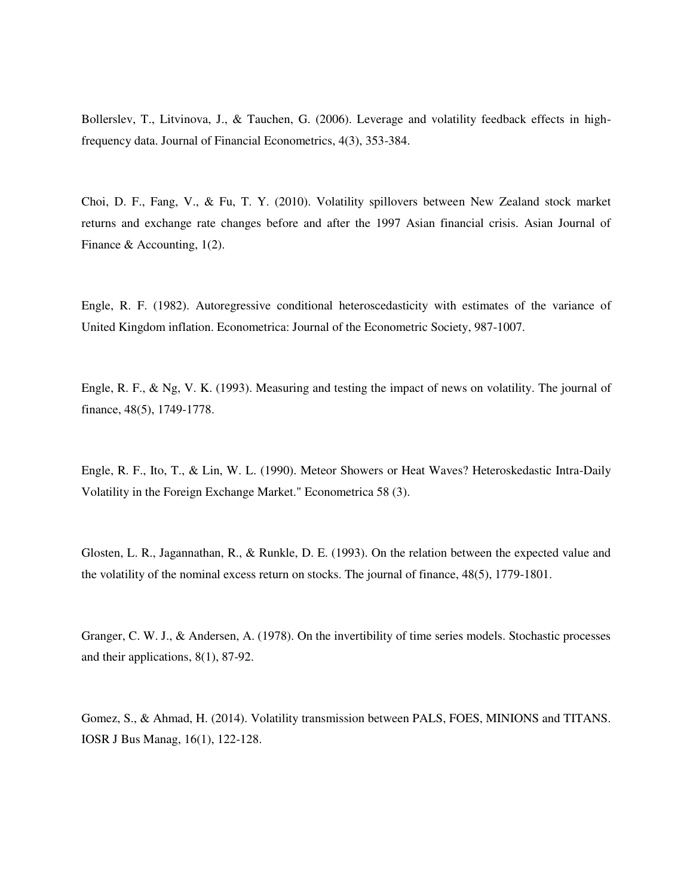Bollerslev, T., Litvinova, J., & Tauchen, G. (2006). Leverage and volatility feedback effects in high-frequency data. Journal of Financial Econometrics, 4(3), 353-384.

Choi, D. F., Fang, V., & Fu, T. Y. (2010). Volatility spillovers between New Zealand stock market returns and exchange rate changes before and after the 1997 Asian financial crisis. Asian Journal of Finance & Accounting, 1(2).

Engle, R. F. (1982). Autoregressive conditional heteroscedasticity with estimates of the variance of United Kingdom inflation. Econometrica: Journal of the Econometric Society, 987-1007.

Engle, R. F., & Ng, V. K. (1993). Measuring and testing the impact of news on volatility. The journal of finance, 48(5), 1749-1778.

Engle, R. F., Ito, T., & Lin, W. L. (1990). Meteor Showers or Heat Waves? Heteroskedastic Intra-Daily Volatility in the Foreign Exchange Market." Econometrica 58 (3).

Glosten, L. R., Jagannathan, R., & Runkle, D. E. (1993). On the relation between the expected value and the volatility of the nominal excess return on stocks. The journal of finance, 48(5), 1779-1801.

Granger, C. W. J., & Andersen, A. (1978). On the invertibility of time series models. Stochastic processes and their applications, 8(1), 87-92.

Gomez, S., & Ahmad, H. (2014). Volatility transmission between PALS, FOES, MINIONS and TITANS. IOSR J Bus Manag, 16(1), 122-128.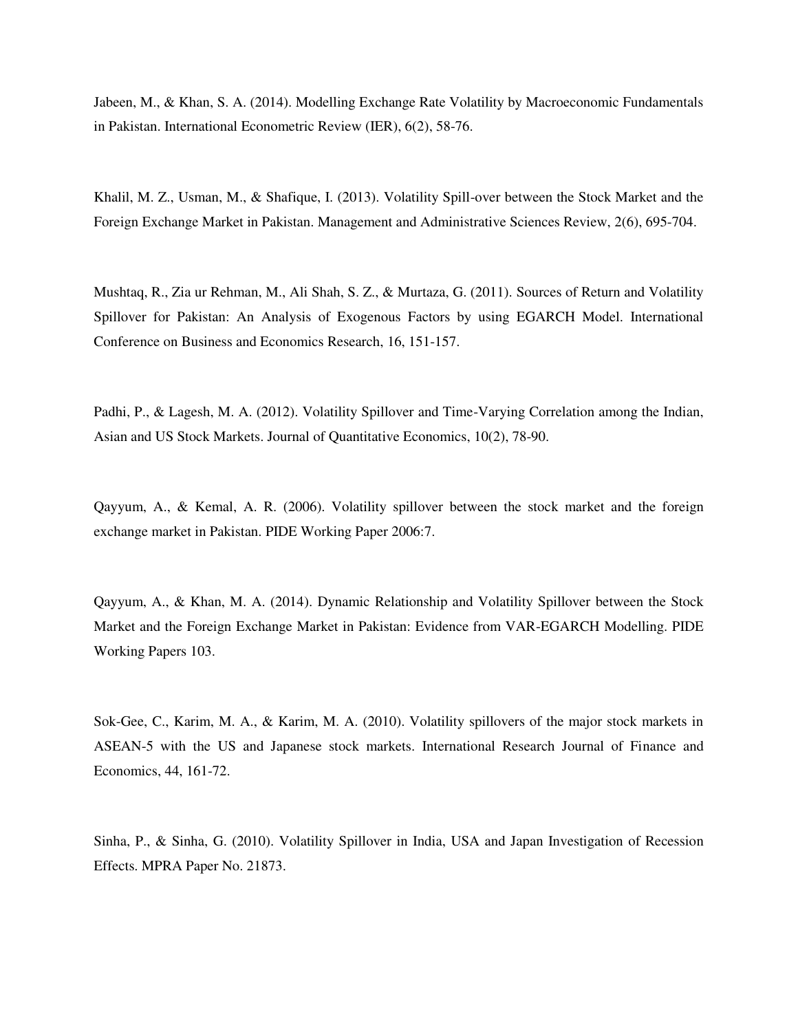Jabeen, M., & Khan, S. A. (2014). Modelling Exchange Rate Volatility by Macroeconomic Fundamentals in Pakistan. International Econometric Review (IER), 6(2), 58-76.

Khalil, M. Z., Usman, M., & Shafique, I. (2013). Volatility Spill-over between the Stock Market and the Foreign Exchange Market in Pakistan. Management and Administrative Sciences Review, 2(6), 695-704.

Mushtaq, R., Zia ur Rehman, M., Ali Shah, S. Z., & Murtaza, G. (2011). Sources of Return and Volatility Spillover for Pakistan: An Analysis of Exogenous Factors by using EGARCH Model. International Conference on Business and Economics Research, 16, 151-157.

Padhi, P., & Lagesh, M. A. (2012). Volatility Spillover and Time-Varying Correlation among the Indian, Asian and US Stock Markets. Journal of Quantitative Economics, 10(2), 78-90.

Qayyum, A., & Kemal, A. R. (2006). Volatility spillover between the stock market and the foreign exchange market in Pakistan. PIDE Working Paper 2006:7.

Qayyum, A., & Khan, M. A. (2014). Dynamic Relationship and Volatility Spillover between the Stock Market and the Foreign Exchange Market in Pakistan: Evidence from VAR-EGARCH Modelling. PIDE Working Papers 103.

Sok-Gee, C., Karim, M. A., & Karim, M. A. (2010). Volatility spillovers of the major stock markets in ASEAN-5 with the US and Japanese stock markets. International Research Journal of Finance and Economics, 44, 161-72.

Sinha, P., & Sinha, G. (2010). Volatility Spillover in India, USA and Japan Investigation of Recession Effects. MPRA Paper No. 21873.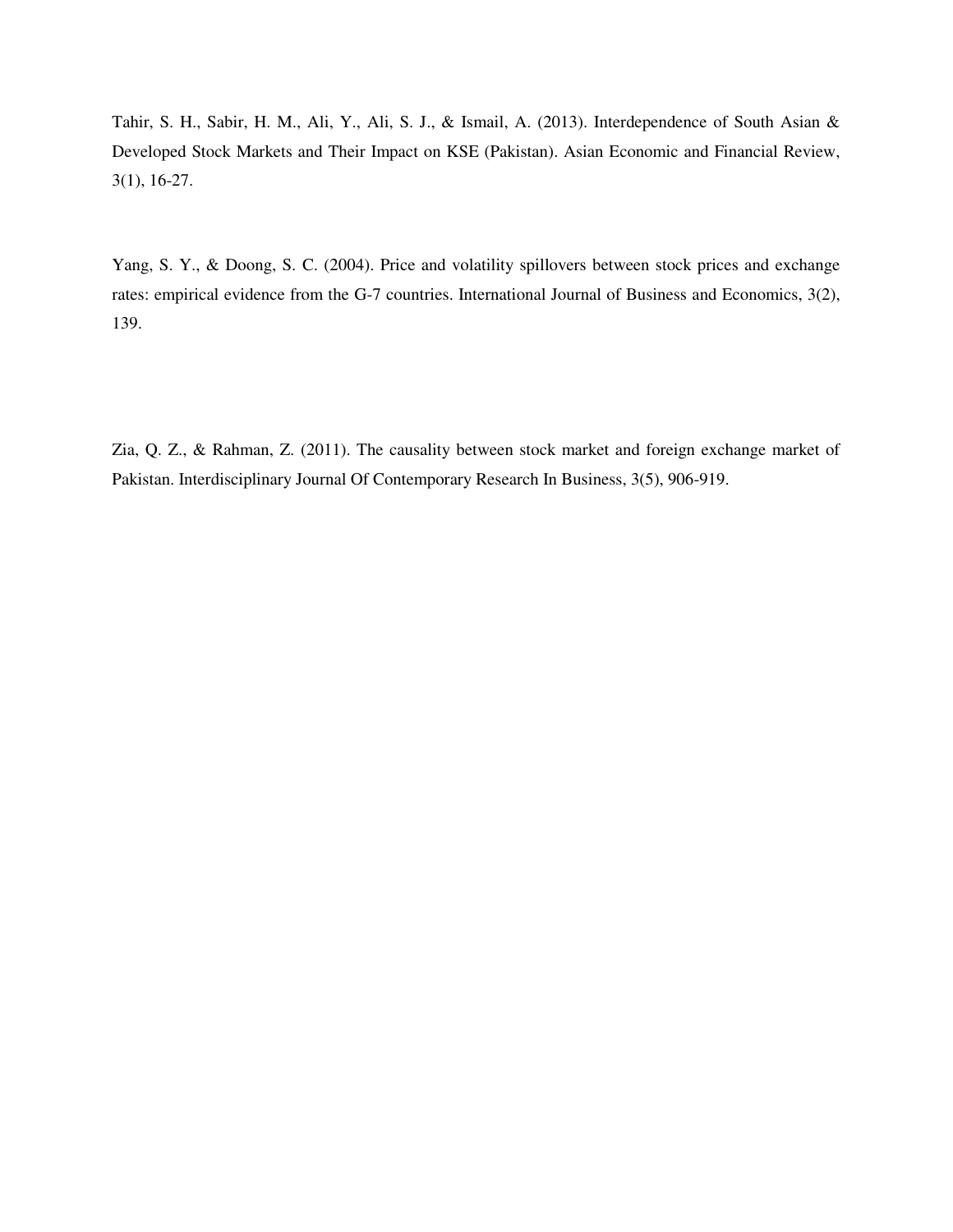Tahir, S. H., Sabir, H. M., Ali, Y., Ali, S. J., & Ismail, A. (2013). Interdependence of South Asian & Developed Stock Markets and Their Impact on KSE (Pakistan). Asian Economic and Financial Review, 3(1), 16-27.

Yang, S. Y., & Doong, S. C. (2004). Price and volatility spillovers between stock prices and exchange rates: empirical evidence from the G-7 countries. International Journal of Business and Economics, 3(2), 139.

Zia, Q. Z., & Rahman, Z. (2011). The causality between stock market and foreign exchange market of Pakistan. Interdisciplinary Journal Of Contemporary Research In Business, 3(5), 906-919.